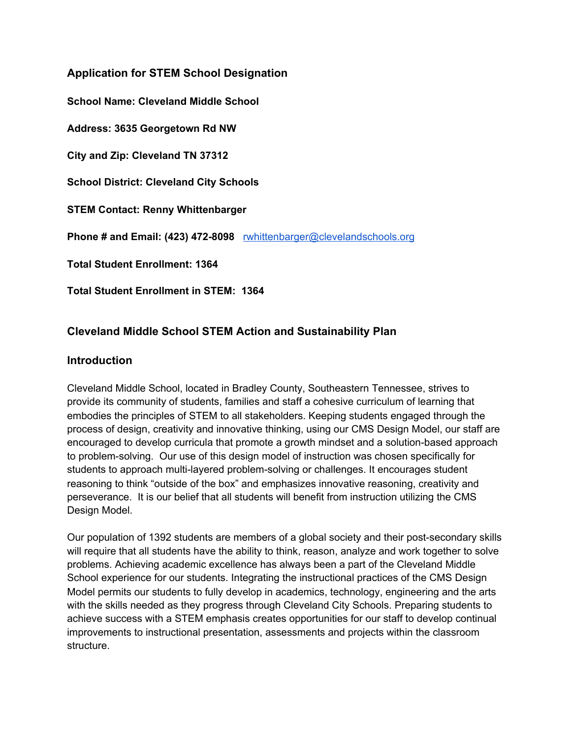## Application for STEM School Designation

**School Name: Cleveland Middle School**

**Address: 3635 Georgetown Rd NW**

**City and Zip: Cleveland TN 37312**

**School District: Cleveland City Schools**

**STEM Contact: Renny Whittenbarger**

**Phone # and Email: (423) 472-8098** rwhittenbarger@clevelandschools.org

**Total Student Enrollment: 1364**

**Total Student Enrollment in STEM: 1364**

## Cleveland Middle School STEM Action and Sustainability Plan

## Introduction

Cleveland Middle School, located in Bradley County, Southeastern Tennessee, strives to provide its community of students, families and staff a cohesive curriculum of learning that embodies the principles of STEM to all stakeholders. Keeping students engaged through the process of design, creativity and innovative thinking, using our CMS Design Model, our staff are encouraged to develop curricula that promote a growth mindset and a solution-based approach to problem-solving. Our use of this design model of instruction was chosen specifically for students to approach multi-layered problem-solving or challenges. It encourages student reasoning to think "outside of the box" and emphasizes innovative reasoning, creativity and perseverance. It is our belief that all students will benefit from instruction utilizing the CMS Design Model.

Our population of 1392 students are members of a global society and their post-secondary skills will require that all students have the ability to think, reason, analyze and work together to solve problems. Achieving academic excellence has always been a part of the Cleveland Middle School experience for our students. Integrating the instructional practices of the CMS Design Model permits our students to fully develop in academics, technology, engineering and the arts with the skills needed as they progress through Cleveland City Schools. Preparing students to achieve success with a STEM emphasis creates opportunities for our staff to develop continual improvements to instructional presentation, assessments and projects within the classroom structure.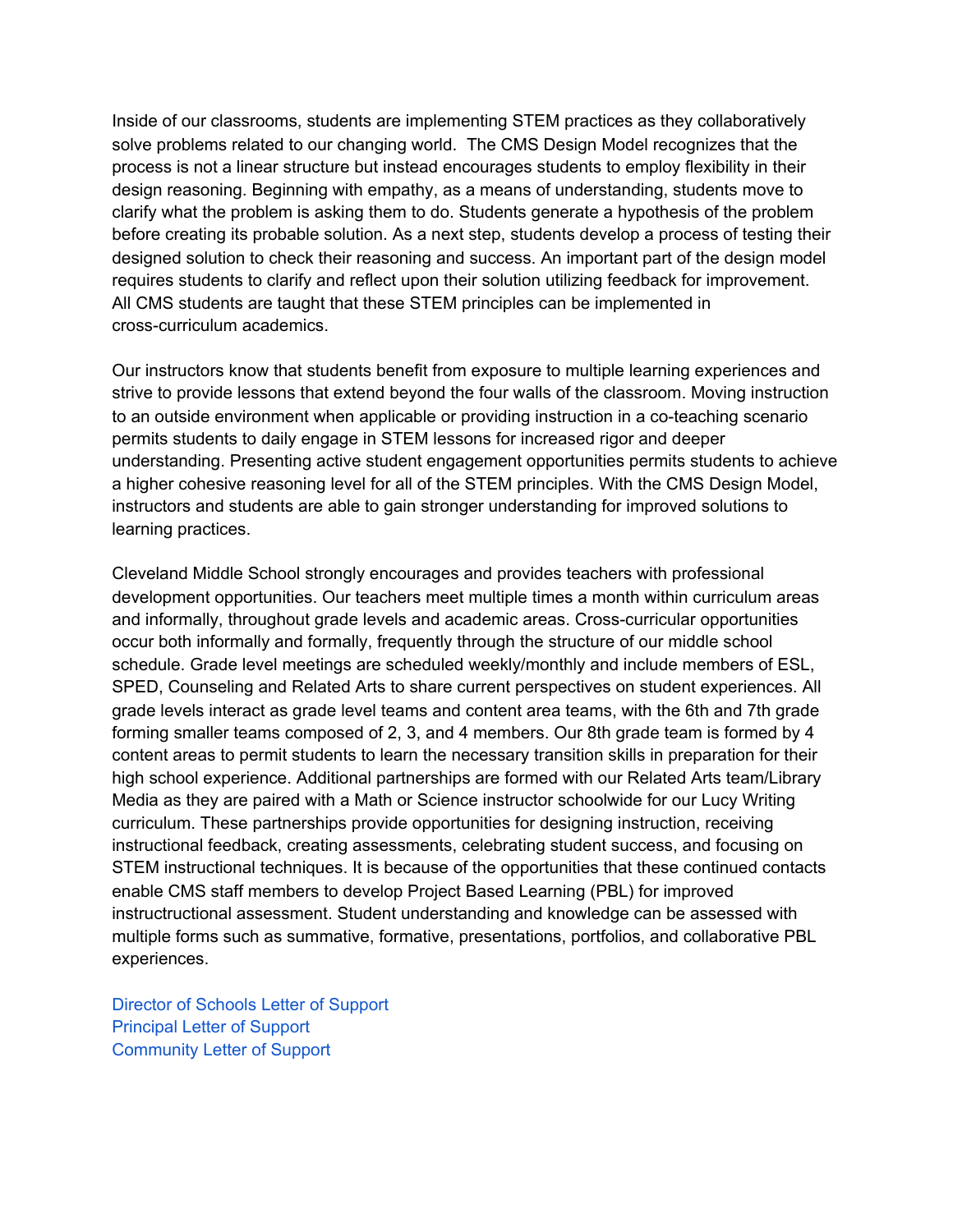Inside of our classrooms, students are implementing STEM practices as they collaboratively solve problems related to our changing world. The CMS Design Model recognizes that the process is not a linear structure but instead encourages students to employ flexibility in their design reasoning. Beginning with empathy, as a means of understanding, students move to clarify what the problem is asking them to do. Students generate a hypothesis of the problem before creating its probable solution. As a next step, students develop a process of testing their designed solution to check their reasoning and success. An important part of the design model requires students to clarify and reflect upon their solution utilizing feedback for improvement. All CMS students are taught that these STEM principles can be implemented in cross-curriculum academics.

Our instructors know that students benefit from exposure to multiple learning experiences and strive to provide lessons that extend beyond the four walls of the classroom. Moving instruction to an outside environment when applicable or providing instruction in a co-teaching scenario permits students to daily engage in STEM lessons for increased rigor and deeper understanding. Presenting active student engagement opportunities permits students to achieve a higher cohesive reasoning level for all of the STEM principles. With the CMS Design Model, instructors and students are able to gain stronger understanding for improved solutions to learning practices.

Cleveland Middle School strongly encourages and provides teachers with professional development opportunities. Our teachers meet multiple times a month within curriculum areas and informally, throughout grade levels and academic areas. Cross-curricular opportunities occur both informally and formally, frequently through the structure of our middle school schedule. Grade level meetings are scheduled weekly/monthly and include members of ESL, SPED, Counseling and Related Arts to share current perspectives on student experiences. All grade levels interact as grade level teams and content area teams, with the 6th and 7th grade forming smaller teams composed of 2, 3, and 4 members. Our 8th grade team is formed by 4 content areas to permit students to learn the necessary transition skills in preparation for their high school experience. Additional partnerships are formed with our Related Arts team/Library Media as they are paired with a Math or Science instructor schoolwide for our Lucy Writing curriculum. These partnerships provide opportunities for designing instruction, receiving instructional feedback, creating assessments, celebrating student success, and focusing on STEM instructional techniques. It is because of the opportunities that these continued contacts enable CMS staff members to develop Project Based Learning (PBL) for improved instructructional assessment. Student understanding and knowledge can be assessed with multiple forms such as summative, formative, presentations, portfolios, and collaborative PBL experiences.

Director of Schools Letter of Support
Principal Letter of Support
Community Letter of Support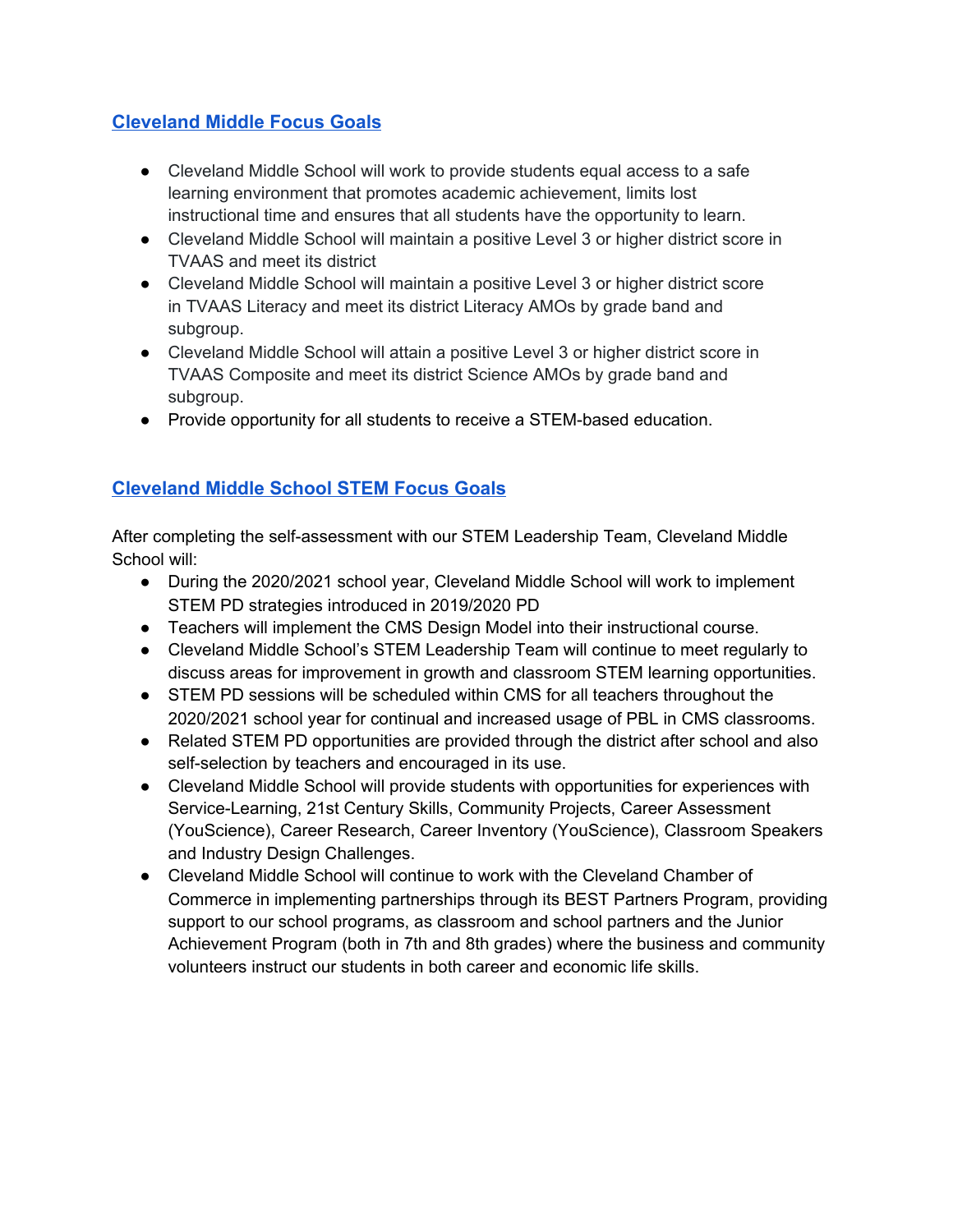## Cleveland Middle Focus Goals

- Cleveland Middle School will work to provide students equal access to a safe learning environment that promotes academic achievement, limits lost instructional time and ensures that all students have the opportunity to learn.
- Cleveland Middle School will maintain a positive Level 3 or higher district score in TVAAS and meet its district
- Cleveland Middle School will maintain a positive Level 3 or higher district score in TVAAS Literacy and meet its district Literacy AMOs by grade band and subgroup.
- Cleveland Middle School will attain a positive Level 3 or higher district score in TVAAS Composite and meet its district Science AMOs by grade band and subgroup.
- Provide opportunity for all students to receive a STEM-based education.

## Cleveland Middle School STEM Focus Goals

After completing the self-assessment with our STEM Leadership Team, Cleveland Middle School will:

- During the 2020/2021 school year, Cleveland Middle School will work to implement STEM PD strategies introduced in 2019/2020 PD
- Teachers will implement the CMS Design Model into their instructional course.
- Cleveland Middle School's STEM Leadership Team will continue to meet regularly to discuss areas for improvement in growth and classroom STEM learning opportunities.
- STEM PD sessions will be scheduled within CMS for all teachers throughout the 2020/2021 school year for continual and increased usage of PBL in CMS classrooms.
- Related STEM PD opportunities are provided through the district after school and also self-selection by teachers and encouraged in its use.
- Cleveland Middle School will provide students with opportunities for experiences with Service-Learning, 21st Century Skills, Community Projects, Career Assessment (YouScience), Career Research, Career Inventory (YouScience), Classroom Speakers and Industry Design Challenges.
- Cleveland Middle School will continue to work with the Cleveland Chamber of Commerce in implementing partnerships through its BEST Partners Program, providing support to our school programs, as classroom and school partners and the Junior Achievement Program (both in 7th and 8th grades) where the business and community volunteers instruct our students in both career and economic life skills.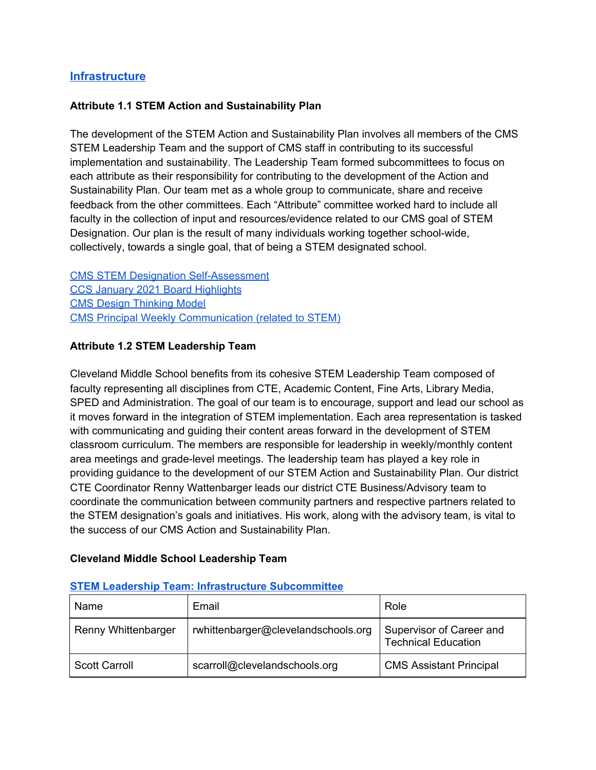## Infrastructure

### Attribute 1.1 STEM Action and Sustainability Plan

The development of the STEM Action and Sustainability Plan involves all members of the CMS STEM Leadership Team and the support of CMS staff in contributing to its successful implementation and sustainability. The Leadership Team formed subcommittees to focus on each attribute as their responsibility for contributing to the development of the Action and Sustainability Plan. Our team met as a whole group to communicate, share and receive feedback from the other committees. Each "Attribute" committee worked hard to include all faculty in the collection of input and resources/evidence related to our CMS goal of STEM Designation. Our plan is the result of many individuals working together school-wide, collectively, towards a single goal, that of being a STEM designated school.

CMS STEM Designation Self-Assessment
CCS January 2021 Board Highlights
CMS Design Thinking Model
CMS Principal Weekly Communication (related to STEM)

### Attribute 1.2 STEM Leadership Team

Cleveland Middle School benefits from its cohesive STEM Leadership Team composed of faculty representing all disciplines from CTE, Academic Content, Fine Arts, Library Media, SPED and Administration. The goal of our team is to encourage, support and lead our school as it moves forward in the integration of STEM implementation. Each area representation is tasked with communicating and guiding their content areas forward in the development of STEM classroom curriculum. The members are responsible for leadership in weekly/monthly content area meetings and grade-level meetings. The leadership team has played a key role in providing guidance to the development of our STEM Action and Sustainability Plan. Our district CTE Coordinator Renny Wattenbarger leads our district CTE Business/Advisory team to coordinate the communication between community partners and respective partners related to the STEM designation's goals and initiatives. His work, along with the advisory team, is vital to the success of our CMS Action and Sustainability Plan.

**Cleveland Middle School Leadership Team**

**STEM Leadership Team: Infrastructure Subcommittee**

| Name | Email | Role |
|---|---|---|
| Renny Whittenbarger | rwhittenbarger@clevelandschools.org | Supervisor of Career and Technical Education |
| Scott Carroll | scarroll@clevelandschools.org | CMS Assistant Principal |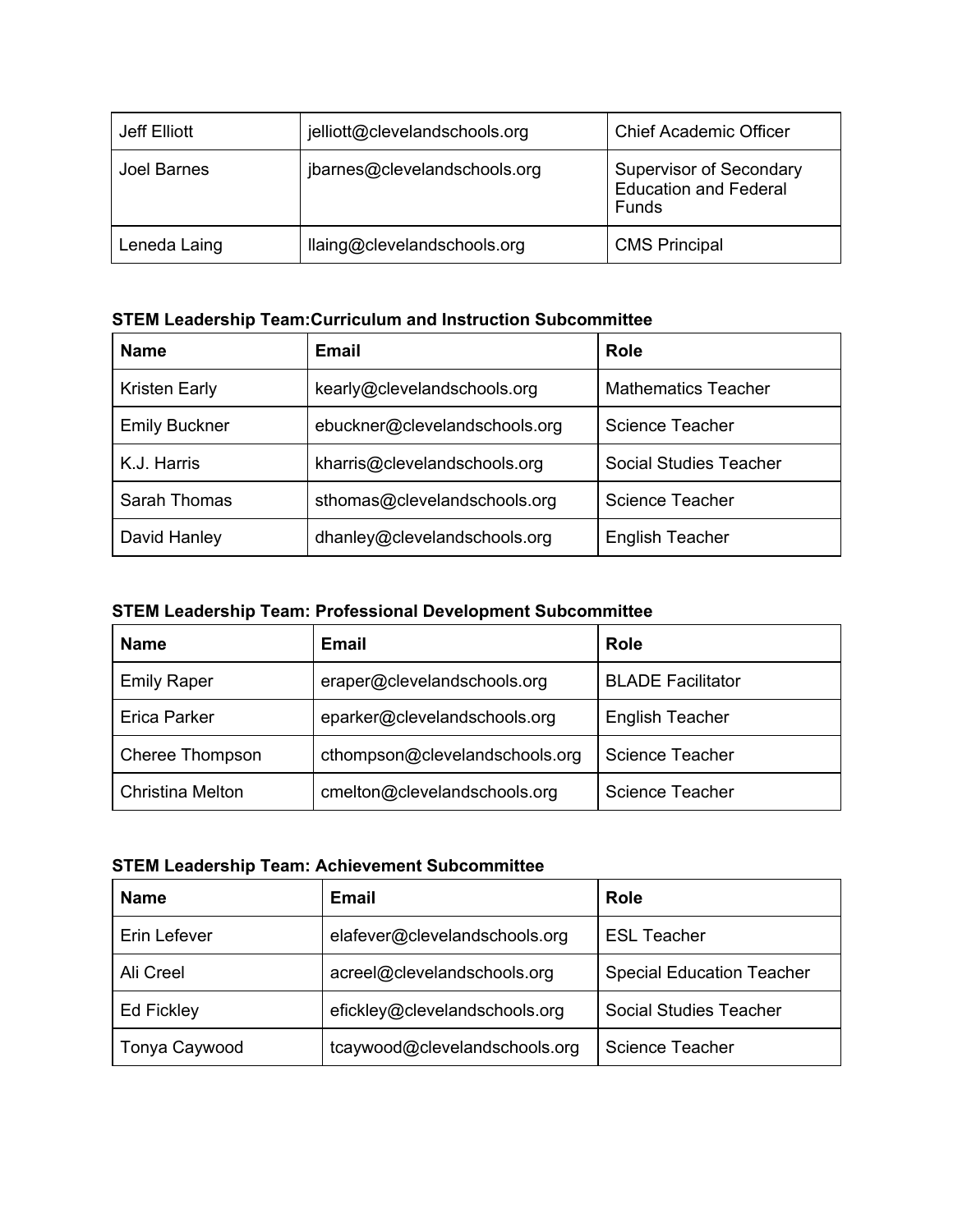| Jeff Elliott | jelliott@clevelandschools.org | Chief Academic Officer |
|---|---|---|
| Joel Barnes | jbarnes@clevelandschools.org | Supervisor of Secondary Education and Federal Funds |
| Leneda Laing | llaing@clevelandschools.org | CMS Principal |

**STEM Leadership Team:Curriculum and Instruction Subcommittee**

| Name | Email | Role |
|---|---|---|
| Kristen Early | kearly@clevelandschools.org | Mathematics Teacher |
| Emily Buckner | ebuckner@clevelandschools.org | Science Teacher |
| K.J. Harris | kharris@clevelandschools.org | Social Studies Teacher |
| Sarah Thomas | sthomas@clevelandschools.org | Science Teacher |
| David Hanley | dhanley@clevelandschools.org | English Teacher |

**STEM Leadership Team: Professional Development Subcommittee**

| Name | Email | Role |
|---|---|---|
| Emily Raper | eraper@clevelandschools.org | BLADE Facilitator |
| Erica Parker | eparker@clevelandschools.org | English Teacher |
| Cheree Thompson | cthompson@clevelandschools.org | Science Teacher |
| Christina Melton | cmelton@clevelandschools.org | Science Teacher |

**STEM Leadership Team: Achievement Subcommittee**

| Name | Email | Role |
|---|---|---|
| Erin Lefever | elafever@clevelandschools.org | ESL Teacher |
| Ali Creel | acreel@clevelandschools.org | Special Education Teacher |
| Ed Fickley | efickley@clevelandschools.org | Social Studies Teacher |
| Tonya Caywood | tcaywood@clevelandschools.org | Science Teacher |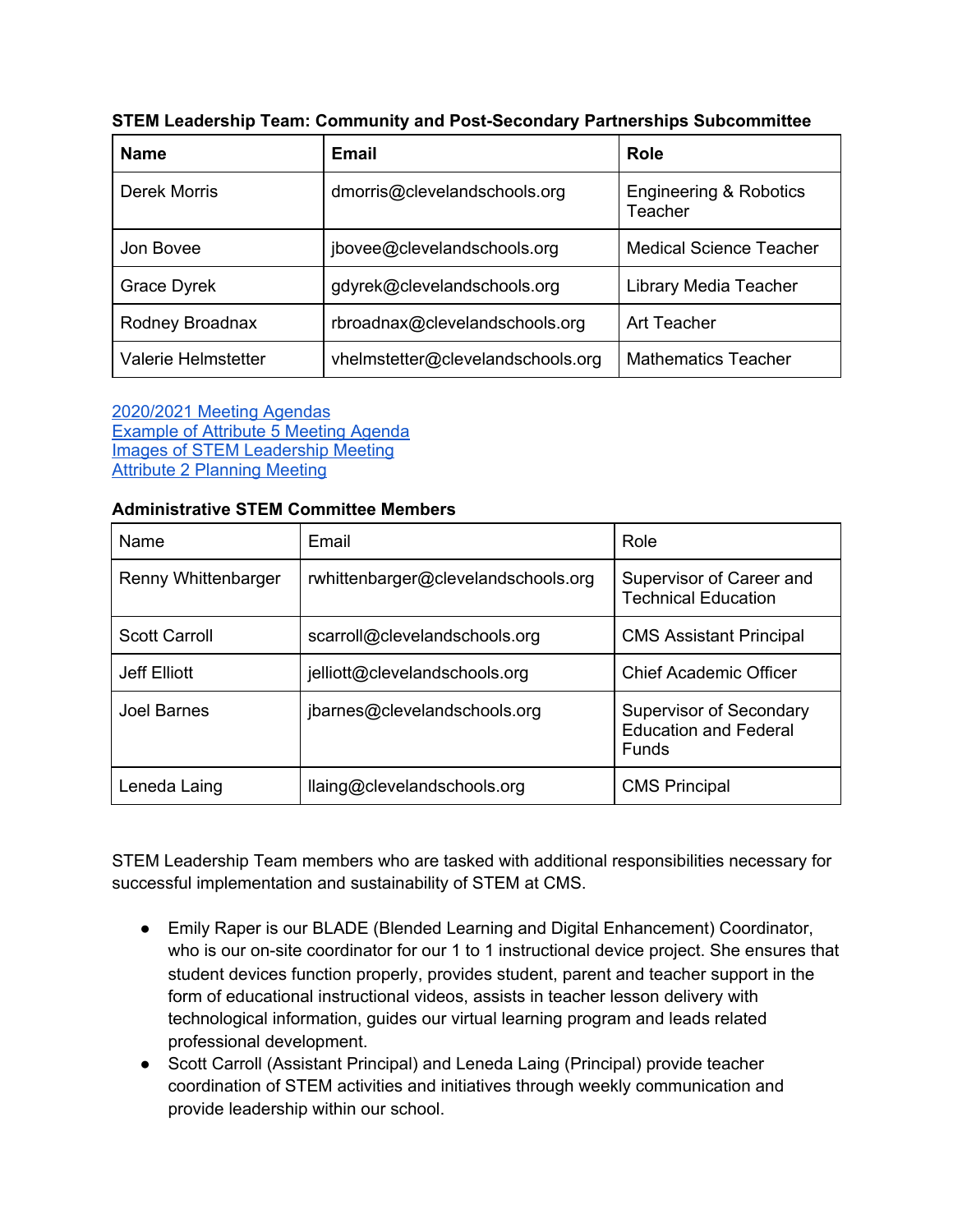**STEM Leadership Team: Community and Post-Secondary Partnerships Subcommittee**

| Name | Email | Role |
|---|---|---|
| Derek Morris | dmorris@clevelandschools.org | Engineering & Robotics Teacher |
| Jon Bovee | jbovee@clevelandschools.org | Medical Science Teacher |
| Grace Dyrek | gdyrek@clevelandschools.org | Library Media Teacher |
| Rodney Broadnax | rbroadnax@clevelandschools.org | Art Teacher |
| Valerie Helmstetter | vhelmstetter@clevelandschools.org | Mathematics Teacher |

2020/2021 Meeting Agendas
Example of Attribute 5 Meeting Agenda
Images of STEM Leadership Meeting
Attribute 2 Planning Meeting

**Administrative STEM Committee Members**

| Name | Email | Role |
|---|---|---|
| Renny Whittenbarger | rwhittenbarger@clevelandschools.org | Supervisor of Career and Technical Education |
| Scott Carroll | scarroll@clevelandschools.org | CMS Assistant Principal |
| Jeff Elliott | jelliott@clevelandschools.org | Chief Academic Officer |
| Joel Barnes | jbarnes@clevelandschools.org | Supervisor of Secondary Education and Federal Funds |
| Leneda Laing | llaing@clevelandschools.org | CMS Principal |

STEM Leadership Team members who are tasked with additional responsibilities necessary for successful implementation and sustainability of STEM at CMS.

- Emily Raper is our BLADE (Blended Learning and Digital Enhancement) Coordinator, who is our on-site coordinator for our 1 to 1 instructional device project. She ensures that student devices function properly, provides student, parent and teacher support in the form of educational instructional videos, assists in teacher lesson delivery with technological information, guides our virtual learning program and leads related professional development.
- Scott Carroll (Assistant Principal) and Leneda Laing (Principal) provide teacher coordination of STEM activities and initiatives through weekly communication and provide leadership within our school.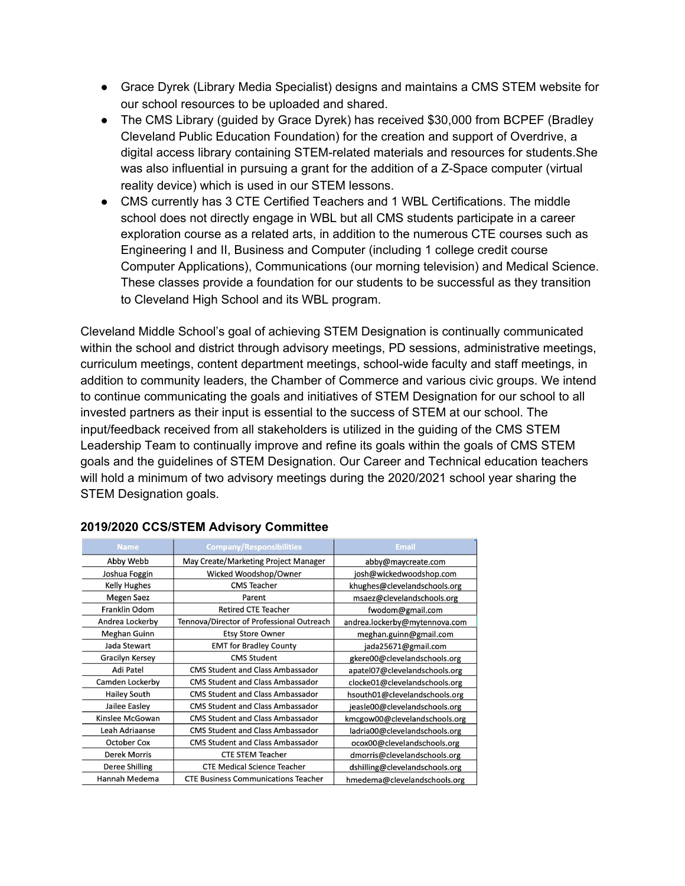- Grace Dyrek (Library Media Specialist) designs and maintains a CMS STEM website for our school resources to be uploaded and shared.
- The CMS Library (guided by Grace Dyrek) has received $30,000 from BCPEF (Bradley Cleveland Public Education Foundation) for the creation and support of Overdrive, a digital access library containing STEM-related materials and resources for students.She was also influential in pursuing a grant for the addition of a Z-Space computer (virtual reality device) which is used in our STEM lessons.
- CMS currently has 3 CTE Certified Teachers and 1 WBL Certifications. The middle school does not directly engage in WBL but all CMS students participate in a career exploration course as a related arts, in addition to the numerous CTE courses such as Engineering I and II, Business and Computer (including 1 college credit course Computer Applications), Communications (our morning television) and Medical Science. These classes provide a foundation for our students to be successful as they transition to Cleveland High School and its WBL program.

Cleveland Middle School's goal of achieving STEM Designation is continually communicated within the school and district through advisory meetings, PD sessions, administrative meetings, curriculum meetings, content department meetings, school-wide faculty and staff meetings, in addition to community leaders, the Chamber of Commerce and various civic groups. We intend to continue communicating the goals and initiatives of STEM Designation for our school to all invested partners as their input is essential to the success of STEM at our school. The input/feedback received from all stakeholders is utilized in the guiding of the CMS STEM Leadership Team to continually improve and refine its goals within the goals of CMS STEM goals and the guidelines of STEM Designation. Our Career and Technical education teachers will hold a minimum of two advisory meetings during the 2020/2021 school year sharing the STEM Designation goals.

### 2019/2020 CCS/STEM Advisory Committee

| Name | Company/Responsibilities | Email |
|---|---|---|
| Abby Webb | May Create/Marketing Project Manager | abby@maycreate.com |
| Joshua Foggin | Wicked Woodshop/Owner | josh@wickedwoodshop.com |
| Kelly Hughes | CMS Teacher | khughes@clevelandschools.org |
| Megen Saez | Parent | msaez@clevelandschools.org |
| Franklin Odom | Retired CTE Teacher | fwodom@gmail.com |
| Andrea Lockerby | Tennova/Director of Professional Outreach | andrea.lockerby@mytennova.com |
| Meghan Guinn | Etsy Store Owner | meghan.guinn@gmail.com |
| Jada Stewart | EMT for Bradley County | jada25671@gmail.com |
| Gracilyn Kersey | CMS Student | gkere00@clevelandschools.org |
| Adi Patel | CMS Student and Class Ambassador | apatel07@clevelandschools.org |
| Camden Lockerby | CMS Student and Class Ambassador | clocke01@clevelandschools.org |
| Hailey South | CMS Student and Class Ambassador | hsouth01@clevelandschools.org |
| Jailee Easley | CMS Student and Class Ambassador | jeasle00@clevelandschools.org |
| Kinslee McGowan | CMS Student and Class Ambassador | kmcgow00@clevelandschools.org |
| Leah Adriaanse | CMS Student and Class Ambassador | ladria00@clevelandschools.org |
| October Cox | CMS Student and Class Ambassador | ocox00@clevelandschools.org |
| Derek Morris | CTE STEM Teacher | dmorris@clevelandschools.org |
| Deree Shilling | CTE Medical Science Teacher | dshilling@clevelandschools.org |
| Hannah Medema | CTE Business Communications Teacher | hmedema@clevelandschools.org |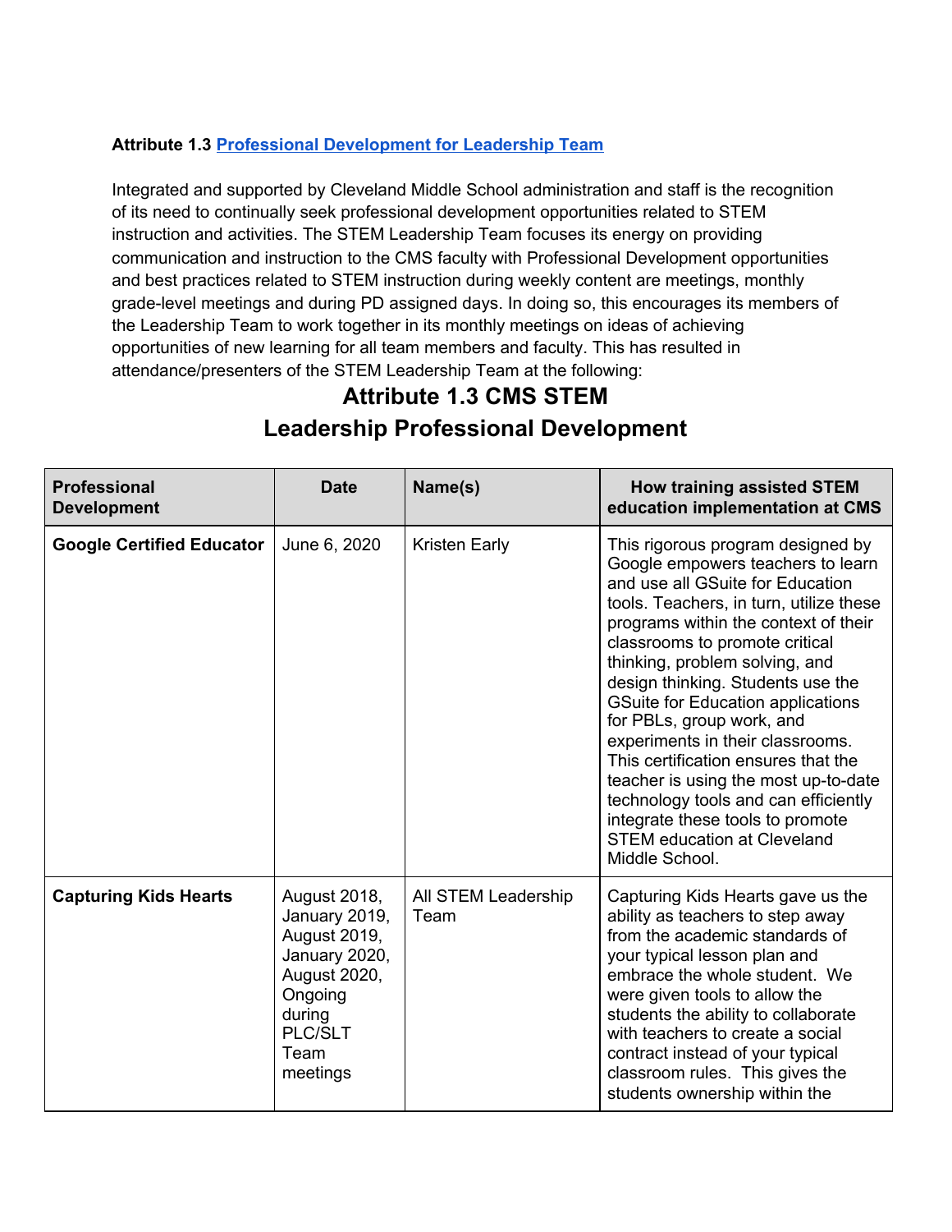**Attribute 1.3 [Professional Development for Leadership Team]()**

Integrated and supported by Cleveland Middle School administration and staff is the recognition of its need to continually seek professional development opportunities related to STEM instruction and activities. The STEM Leadership Team focuses its energy on providing communication and instruction to the CMS faculty with Professional Development opportunities and best practices related to STEM instruction during weekly content are meetings, monthly grade-level meetings and during PD assigned days. In doing so, this encourages its members of the Leadership Team to work together in its monthly meetings on ideas of achieving opportunities of new learning for all team members and faculty. This has resulted in attendance/presenters of the STEM Leadership Team at the following:

## Attribute 1.3 CMS STEM Leadership Professional Development

| Professional Development | Date | Name(s) | How training assisted STEM education implementation at CMS |
|---|---|---|---|
| **Google Certified Educator** | June 6, 2020 | Kristen Early | This rigorous program designed by Google empowers teachers to learn and use all GSuite for Education tools. Teachers, in turn, utilize these programs within the context of their classrooms to promote critical thinking, problem solving, and design thinking. Students use the GSuite for Education applications for PBLs, group work, and experiments in their classrooms. This certification ensures that the teacher is using the most up-to-date technology tools and can efficiently integrate these tools to promote STEM education at Cleveland Middle School. |
| **Capturing Kids Hearts** | August 2018, January 2019, August 2019, January 2020, August 2020, Ongoing during PLC/SLT Team meetings | All STEM Leadership Team | Capturing Kids Hearts gave us the ability as teachers to step away from the academic standards of your typical lesson plan and embrace the whole student. We were given tools to allow the students the ability to collaborate with teachers to create a social contract instead of your typical classroom rules. This gives the students ownership within the |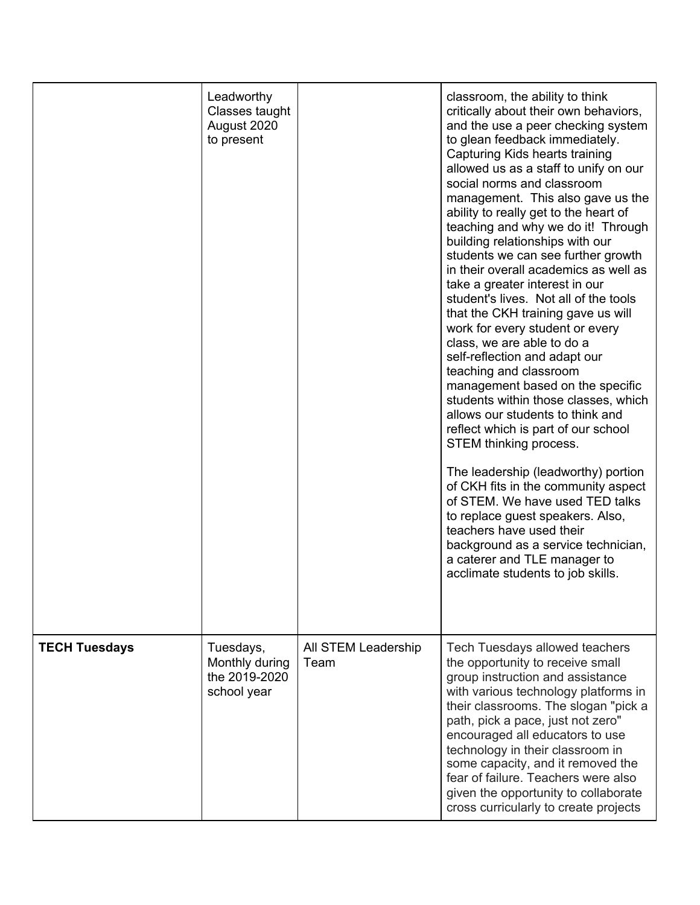| | | | |
|---|---|---|---|
| | Leadworthy Classes taught August 2020 to present | | classroom, the ability to think critically about their own behaviors, and the use a peer checking system to glean feedback immediately. Capturing Kids hearts training allowed us as a staff to unify on our social norms and classroom management. This also gave us the ability to really get to the heart of teaching and why we do it! Through building relationships with our students we can see further growth in their overall academics as well as take a greater interest in our student's lives. Not all of the tools that the CKH training gave us will work for every student or every class, we are able to do a self-reflection and adapt our teaching and classroom management based on the specific students within those classes, which allows our students to think and reflect which is part of our school STEM thinking process.<br><br>The leadership (leadworthy) portion of CKH fits in the community aspect of STEM. We have used TED talks to replace guest speakers. Also, teachers have used their background as a service technician, a caterer and TLE manager to acclimate students to job skills. |
| **TECH Tuesdays** | Tuesdays, Monthly during the 2019-2020 school year | All STEM Leadership Team | Tech Tuesdays allowed teachers the opportunity to receive small group instruction and assistance with various technology platforms in their classrooms. The slogan "pick a path, pick a pace, just not zero" encouraged all educators to use technology in their classroom in some capacity, and it removed the fear of failure. Teachers were also given the opportunity to collaborate cross curricularly to create projects |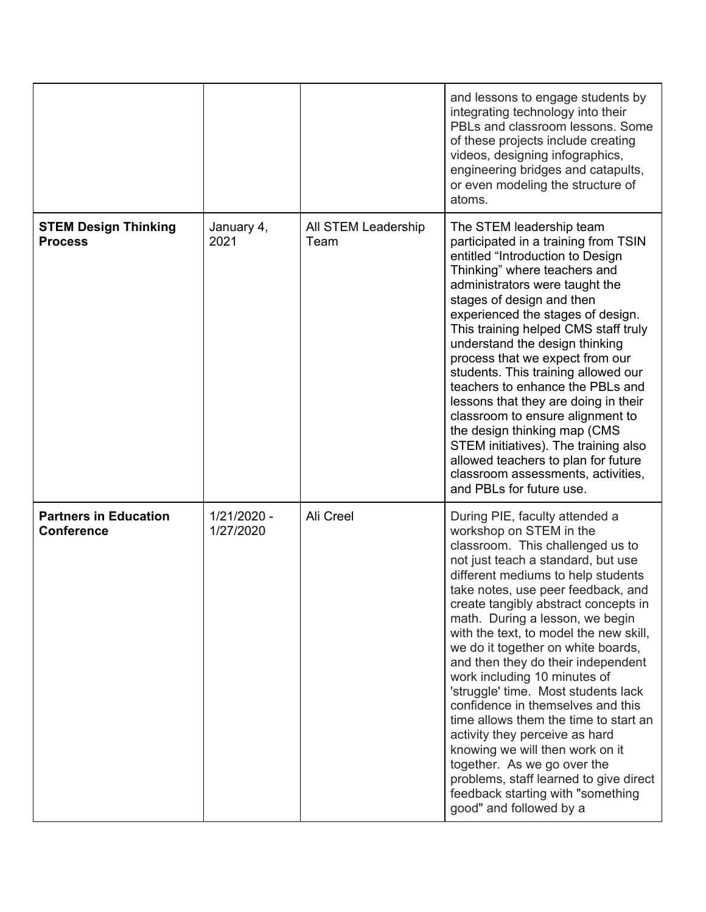| | | | |
|---|---|---|---|
| | | | and lessons to engage students by integrating technology into their PBLs and classroom lessons. Some of these projects include creating videos, designing infographics, engineering bridges and catapults, or even modeling the structure of atoms. |
| **STEM Design Thinking Process** | January 4, 2021 | All STEM Leadership Team | The STEM leadership team participated in a training from TSIN entitled "Introduction to Design Thinking" where teachers and administrators were taught the stages of design and then experienced the stages of design. This training helped CMS staff truly understand the design thinking process that we expect from our students. This training allowed our teachers to enhance the PBLs and lessons that they are doing in their classroom to ensure alignment to the design thinking map (CMS STEM initiatives). The training also allowed teachers to plan for future classroom assessments, activities, and PBLs for future use. |
| **Partners in Education Conference** | 1/21/2020 - 1/27/2020 | Ali Creel | During PIE, faculty attended a workshop on STEM in the classroom. This challenged us to not just teach a standard, but use different mediums to help students take notes, use peer feedback, and create tangibly abstract concepts in math. During a lesson, we begin with the text, to model the new skill, we do it together on white boards, and then they do their independent work including 10 minutes of 'struggle' time. Most students lack confidence in themselves and this time allows them the time to start an activity they perceive as hard knowing we will then work on it together. As we go over the problems, staff learned to give direct feedback starting with "something good" and followed by a |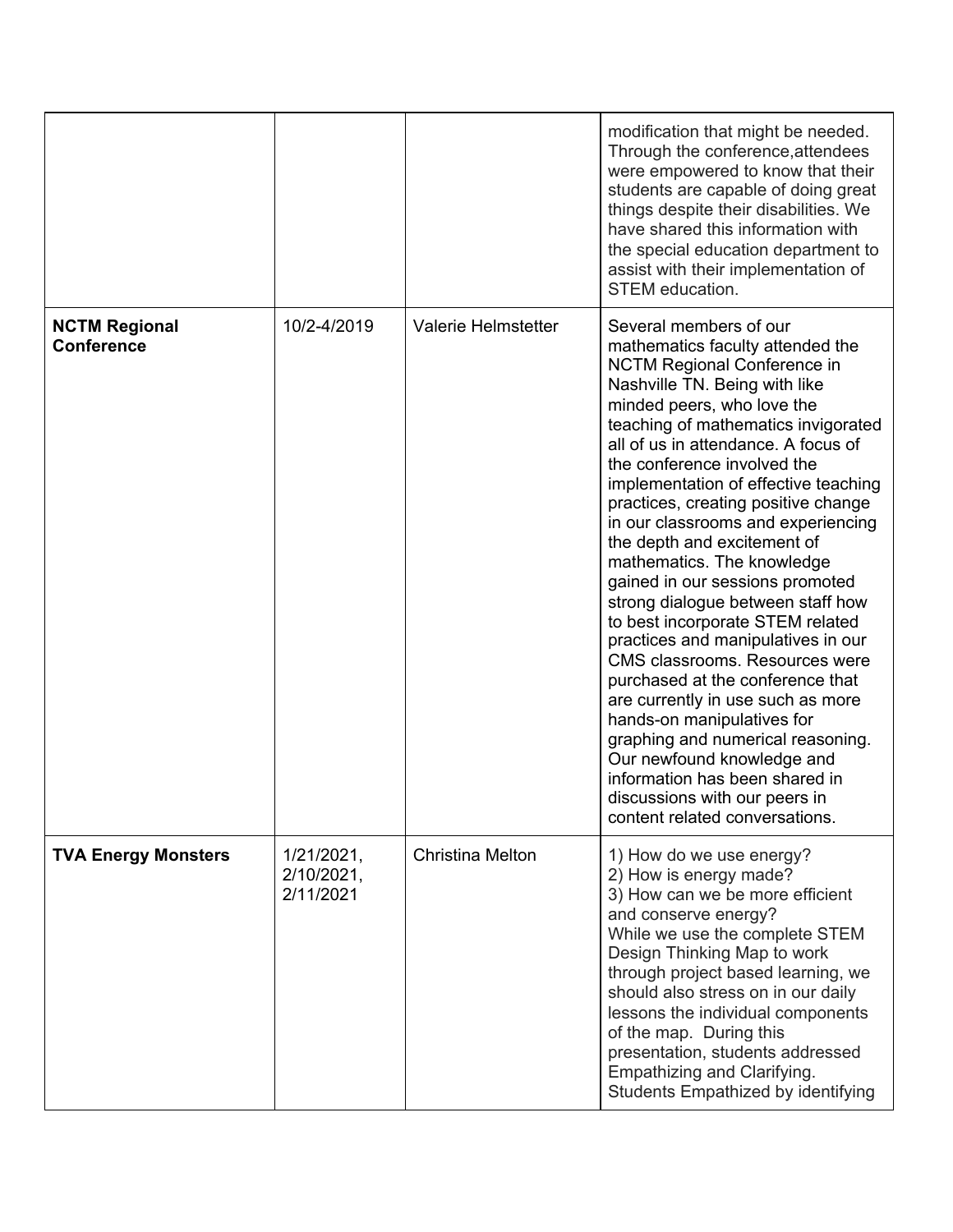| | | | |
|---|---|---|---|
| | | | modification that might be needed. Through the conference,attendees were empowered to know that their students are capable of doing great things despite their disabilities. We have shared this information with the special education department to assist with their implementation of STEM education. |
| **NCTM Regional Conference** | 10/2-4/2019 | Valerie Helmstetter | Several members of our mathematics faculty attended the NCTM Regional Conference in Nashville TN. Being with like minded peers, who love the teaching of mathematics invigorated all of us in attendance. A focus of the conference involved the implementation of effective teaching practices, creating positive change in our classrooms and experiencing the depth and excitement of mathematics. The knowledge gained in our sessions promoted strong dialogue between staff how to best incorporate STEM related practices and manipulatives in our CMS classrooms. Resources were purchased at the conference that are currently in use such as more hands-on manipulatives for graphing and numerical reasoning. Our newfound knowledge and information has been shared in discussions with our peers in content related conversations. |
| **TVA Energy Monsters** | 1/21/2021, 2/10/2021, 2/11/2021 | Christina Melton | 1) How do we use energy?<br>2) How is energy made?<br>3) How can we be more efficient and conserve energy?<br>While we use the complete STEM Design Thinking Map to work through project based learning, we should also stress on in our daily lessons the individual components of the map. During this presentation, students addressed Empathizing and Clarifying. Students Empathized by identifying |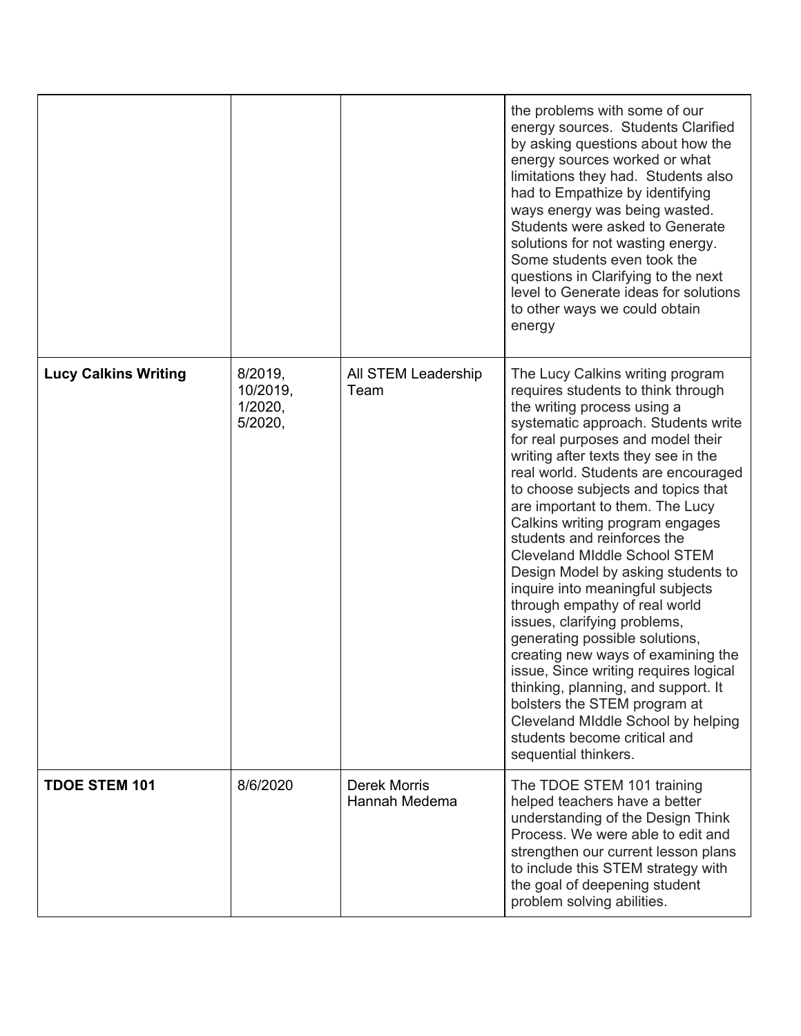| | | | |
|---|---|---|---|
| | | | the problems with some of our energy sources. Students Clarified by asking questions about how the energy sources worked or what limitations they had. Students also had to Empathize by identifying ways energy was being wasted. Students were asked to Generate solutions for not wasting energy. Some students even took the questions in Clarifying to the next level to Generate ideas for solutions to other ways we could obtain energy |
| **Lucy Calkins Writing** | 8/2019, 10/2019, 1/2020, 5/2020, | All STEM Leadership Team | The Lucy Calkins writing program requires students to think through the writing process using a systematic approach. Students write for real purposes and model their writing after texts they see in the real world. Students are encouraged to choose subjects and topics that are important to them. The Lucy Calkins writing program engages students and reinforces the Cleveland MIddle School STEM Design Model by asking students to inquire into meaningful subjects through empathy of real world issues, clarifying problems, generating possible solutions, creating new ways of examining the issue, Since writing requires logical thinking, planning, and support. It bolsters the STEM program at Cleveland MIddle School by helping students become critical and sequential thinkers. |
| **TDOE STEM 101** | 8/6/2020 | Derek Morris<br>Hannah Medema | The TDOE STEM 101 training helped teachers have a better understanding of the Design Think Process. We were able to edit and strengthen our current lesson plans to include this STEM strategy with the goal of deepening student problem solving abilities. |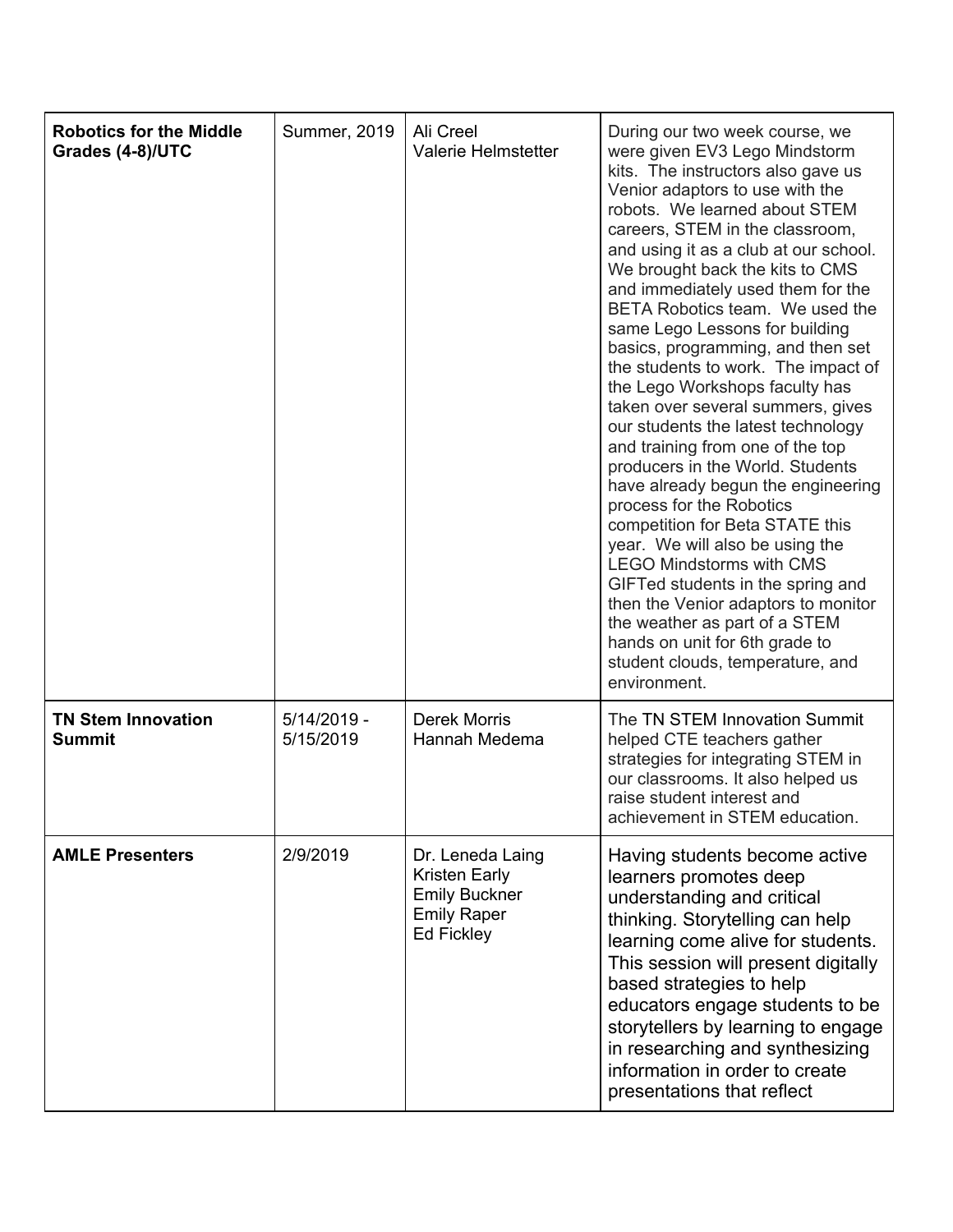| | | | |
|---|---|---|---|
| **Robotics for the Middle Grades (4-8)/UTC** | Summer, 2019 | Ali Creel<br>Valerie Helmstetter | During our two week course, we were given EV3 Lego Mindstorm kits. The instructors also gave us Venior adaptors to use with the robots. We learned about STEM careers, STEM in the classroom, and using it as a club at our school. We brought back the kits to CMS and immediately used them for the BETA Robotics team. We used the same Lego Lessons for building basics, programming, and then set the students to work. The impact of the Lego Workshops faculty has taken over several summers, gives our students the latest technology and training from one of the top producers in the World. Students have already begun the engineering process for the Robotics competition for Beta STATE this year. We will also be using the LEGO Mindstorms with CMS GIFTed students in the spring and then the Venior adaptors to monitor the weather as part of a STEM hands on unit for 6th grade to student clouds, temperature, and environment. |
| **TN Stem Innovation Summit** | 5/14/2019 - 5/15/2019 | Derek Morris<br>Hannah Medema | The TN STEM Innovation Summit helped CTE teachers gather strategies for integrating STEM in our classrooms. It also helped us raise student interest and achievement in STEM education. |
| **AMLE Presenters** | 2/9/2019 | Dr. Leneda Laing<br>Kristen Early<br>Emily Buckner<br>Emily Raper<br>Ed Fickley | Having students become active learners promotes deep understanding and critical thinking. Storytelling can help learning come alive for students. This session will present digitally based strategies to help educators engage students to be storytellers by learning to engage in researching and synthesizing information in order to create presentations that reflect |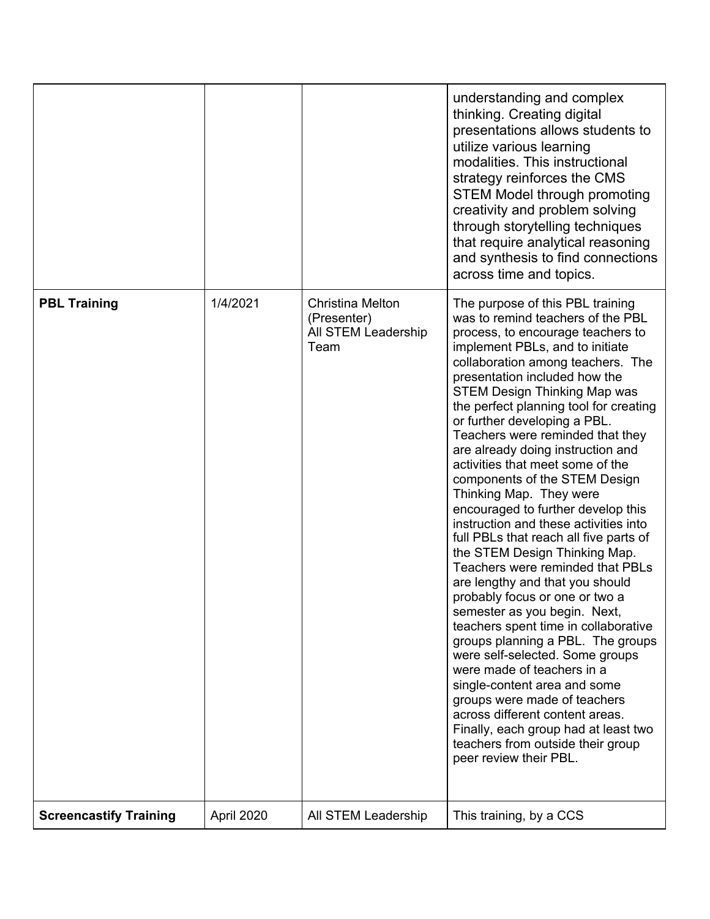| | | | |
|---|---|---|---|
| | | | understanding and complex thinking. Creating digital presentations allows students to utilize various learning modalities. This instructional strategy reinforces the CMS STEM Model through promoting creativity and problem solving through storytelling techniques that require analytical reasoning and synthesis to find connections across time and topics. |
| **PBL Training** | 1/4/2021 | Christina Melton (Presenter)<br>All STEM Leadership Team | The purpose of this PBL training was to remind teachers of the PBL process, to encourage teachers to implement PBLs, and to initiate collaboration among teachers. The presentation included how the STEM Design Thinking Map was the perfect planning tool for creating or further developing a PBL. Teachers were reminded that they are already doing instruction and activities that meet some of the components of the STEM Design Thinking Map. They were encouraged to further develop this instruction and these activities into full PBLs that reach all five parts of the STEM Design Thinking Map. Teachers were reminded that PBLs are lengthy and that you should probably focus or one or two a semester as you begin. Next, teachers spent time in collaborative groups planning a PBL. The groups were self-selected. Some groups were made of teachers in a single-content area and some groups were made of teachers across different content areas. Finally, each group had at least two teachers from outside their group peer review their PBL. |
| **Screencastify Training** | April 2020 | All STEM Leadership | This training, by a CCS |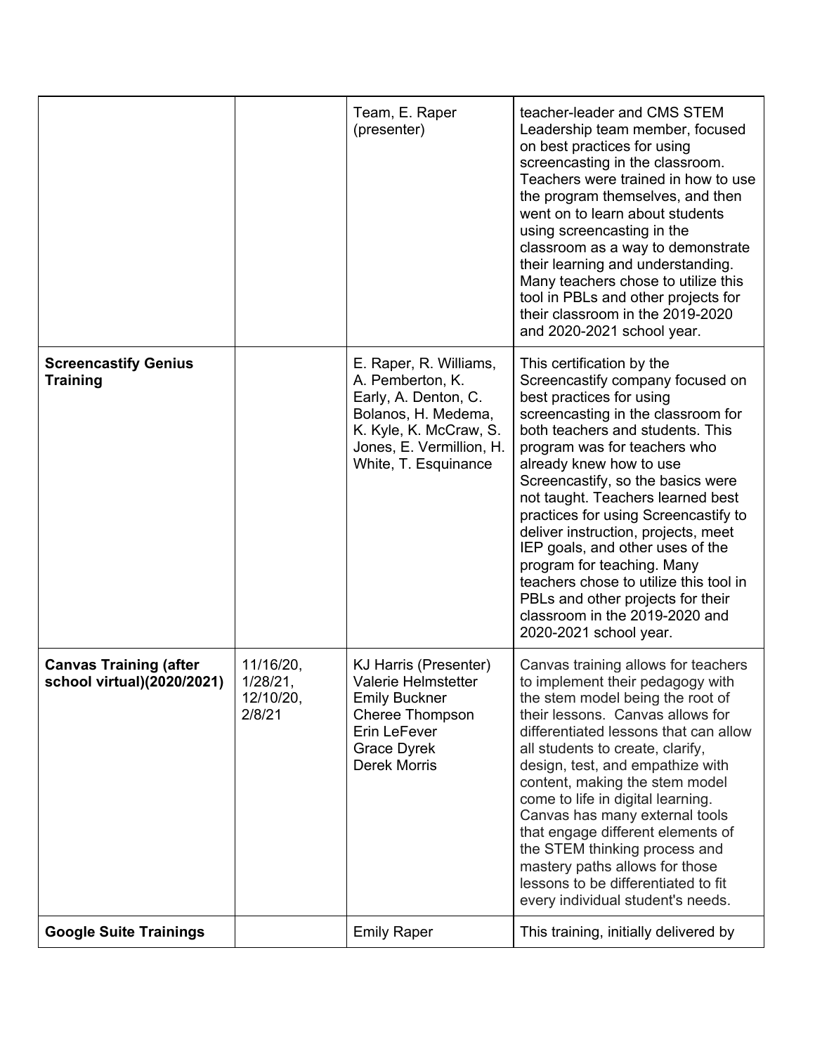| | | | |
|---|---|---|---|
| | | Team, E. Raper (presenter) | teacher-leader and CMS STEM Leadership team member, focused on best practices for using screencasting in the classroom. Teachers were trained in how to use the program themselves, and then went on to learn about students using screencasting in the classroom as a way to demonstrate their learning and understanding. Many teachers chose to utilize this tool in PBLs and other projects for their classroom in the 2019-2020 and 2020-2021 school year. |
| **Screencastify Genius Training** | | E. Raper, R. Williams, A. Pemberton, K. Early, A. Denton, C. Bolanos, H. Medema, K. Kyle, K. McCraw, S. Jones, E. Vermillion, H. White, T. Esquinance | This certification by the Screencastify company focused on best practices for using screencasting in the classroom for both teachers and students. This program was for teachers who already knew how to use Screencastify, so the basics were not taught. Teachers learned best practices for using Screencastify to deliver instruction, projects, meet IEP goals, and other uses of the program for teaching. Many teachers chose to utilize this tool in PBLs and other projects for their classroom in the 2019-2020 and 2020-2021 school year. |
| **Canvas Training (after school virtual)(2020/2021)** | 11/16/20, 1/28/21, 12/10/20, 2/8/21 | KJ Harris (Presenter) Valerie Helmstetter Emily Buckner Cheree Thompson Erin LeFever Grace Dyrek Derek Morris | Canvas training allows for teachers to implement their pedagogy with the stem model being the root of their lessons. Canvas allows for differentiated lessons that can allow all students to create, clarify, design, test, and empathize with content, making the stem model come to life in digital learning. Canvas has many external tools that engage different elements of the STEM thinking process and mastery paths allows for those lessons to be differentiated to fit every individual student's needs. |
| **Google Suite Trainings** | | Emily Raper | This training, initially delivered by |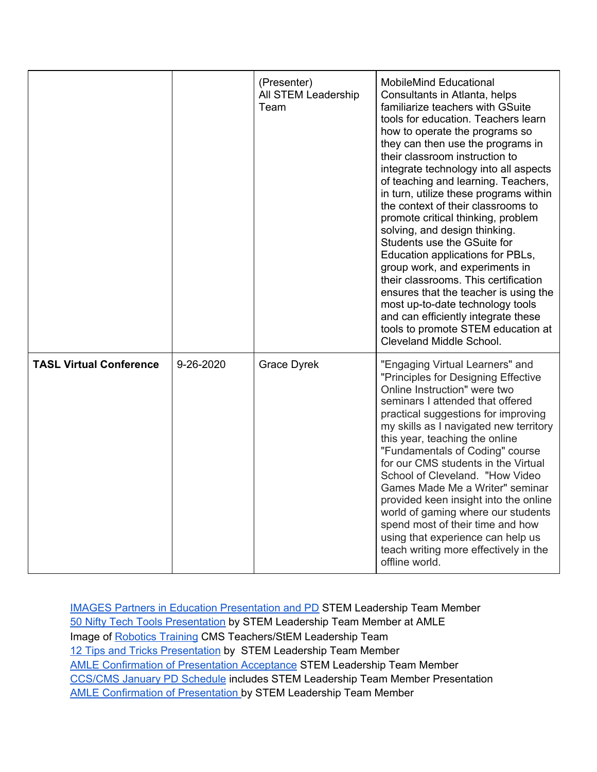| | | (Presenter) All STEM Leadership Team | MobileMind Educational Consultants in Atlanta, helps familiarize teachers with GSuite tools for education. Teachers learn how to operate the programs so they can then use the programs in their classroom instruction to integrate technology into all aspects of teaching and learning. Teachers, in turn, utilize these programs within the context of their classrooms to promote critical thinking, problem solving, and design thinking. Students use the GSuite for Education applications for PBLs, group work, and experiments in their classrooms. This certification ensures that the teacher is using the most up-to-date technology tools and can efficiently integrate these tools to promote STEM education at Cleveland Middle School. |
|---|---|---|---|
| **TASL Virtual Conference** | 9-26-2020 | Grace Dyrek | "Engaging Virtual Learners" and "Principles for Designing Effective Online Instruction" were two seminars I attended that offered practical suggestions for improving my skills as I navigated new territory this year, teaching the online "Fundamentals of Coding" course for our CMS students in the Virtual School of Cleveland. "How Video Games Made Me a Writer" seminar provided keen insight into the online world of gaming where our students spend most of their time and how using that experience can help us teach writing more effectively in the offline world. |

IMAGES Partners in Education Presentation and PD STEM Leadership Team Member
50 Nifty Tech Tools Presentation by STEM Leadership Team Member at AMLE
Image of Robotics Training CMS Teachers/StEM Leadership Team
12 Tips and Tricks Presentation by STEM Leadership Team Member
AMLE Confirmation of Presentation Acceptance STEM Leadership Team Member
CCS/CMS January PD Schedule includes STEM Leadership Team Member Presentation
AMLE Confirmation of Presentation by STEM Leadership Team Member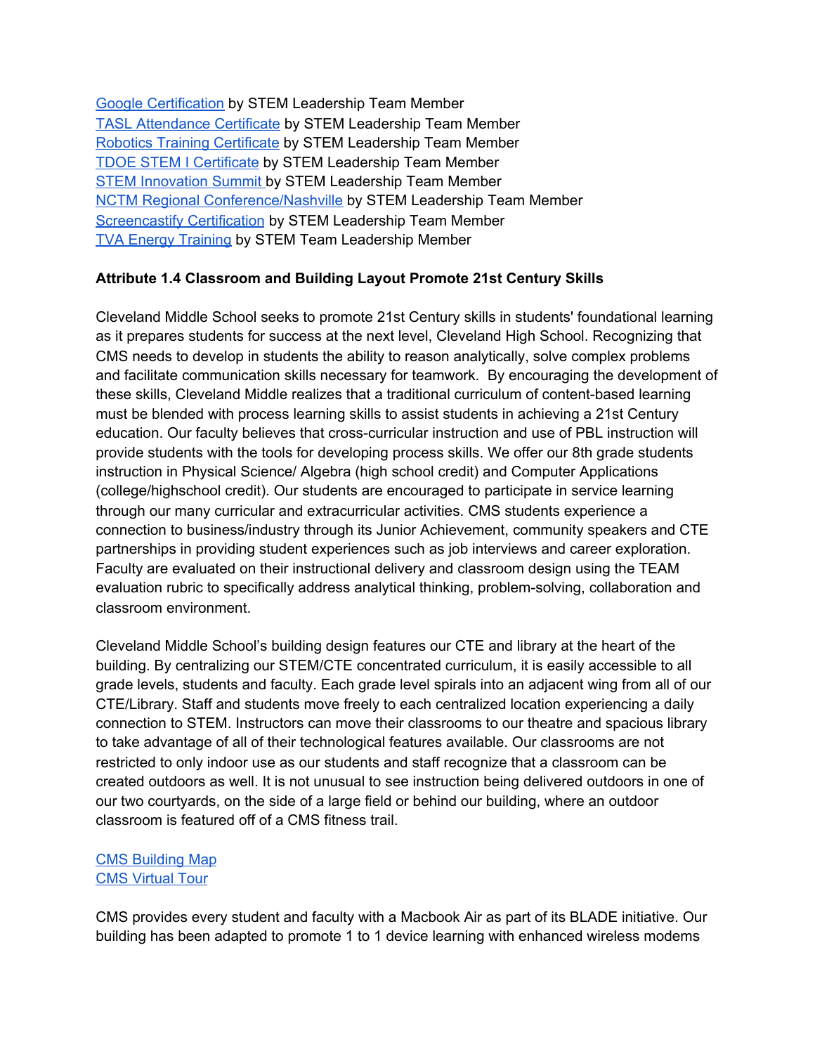Google Certification by STEM Leadership Team Member
TASL Attendance Certificate by STEM Leadership Team Member
Robotics Training Certificate by STEM Leadership Team Member
TDOE STEM I Certificate by STEM Leadership Team Member
STEM Innovation Summit by STEM Leadership Team Member
NCTM Regional Conference/Nashville by STEM Leadership Team Member
Screencastify Certification by STEM Leadership Team Member
TVA Energy Training by STEM Team Leadership Member

**Attribute 1.4 Classroom and Building Layout Promote 21st Century Skills**

Cleveland Middle School seeks to promote 21st Century skills in students' foundational learning as it prepares students for success at the next level, Cleveland High School. Recognizing that CMS needs to develop in students the ability to reason analytically, solve complex problems and facilitate communication skills necessary for teamwork. By encouraging the development of these skills, Cleveland Middle realizes that a traditional curriculum of content-based learning must be blended with process learning skills to assist students in achieving a 21st Century education. Our faculty believes that cross-curricular instruction and use of PBL instruction will provide students with the tools for developing process skills. We offer our 8th grade students instruction in Physical Science/ Algebra (high school credit) and Computer Applications (college/highschool credit). Our students are encouraged to participate in service learning through our many curricular and extracurricular activities. CMS students experience a connection to business/industry through its Junior Achievement, community speakers and CTE partnerships in providing student experiences such as job interviews and career exploration. Faculty are evaluated on their instructional delivery and classroom design using the TEAM evaluation rubric to specifically address analytical thinking, problem-solving, collaboration and classroom environment.

Cleveland Middle School's building design features our CTE and library at the heart of the building. By centralizing our STEM/CTE concentrated curriculum, it is easily accessible to all grade levels, students and faculty. Each grade level spirals into an adjacent wing from all of our CTE/Library. Staff and students move freely to each centralized location experiencing a daily connection to STEM. Instructors can move their classrooms to our theatre and spacious library to take advantage of all of their technological features available. Our classrooms are not restricted to only indoor use as our students and staff recognize that a classroom can be created outdoors as well. It is not unusual to see instruction being delivered outdoors in one of our two courtyards, on the side of a large field or behind our building, where an outdoor classroom is featured off of a CMS fitness trail.

CMS Building Map
CMS Virtual Tour

CMS provides every student and faculty with a Macbook Air as part of its BLADE initiative. Our building has been adapted to promote 1 to 1 device learning with enhanced wireless modems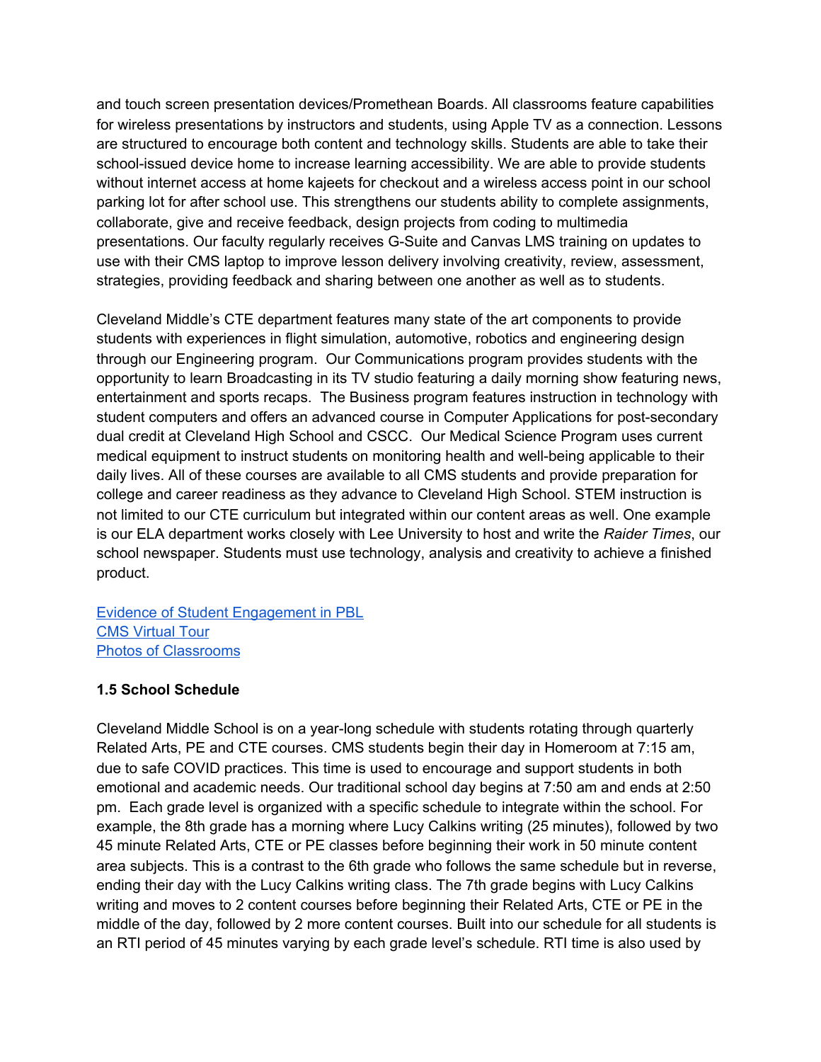and touch screen presentation devices/Promethean Boards. All classrooms feature capabilities for wireless presentations by instructors and students, using Apple TV as a connection. Lessons are structured to encourage both content and technology skills. Students are able to take their school-issued device home to increase learning accessibility. We are able to provide students without internet access at home kajeets for checkout and a wireless access point in our school parking lot for after school use. This strengthens our students ability to complete assignments, collaborate, give and receive feedback, design projects from coding to multimedia presentations. Our faculty regularly receives G-Suite and Canvas LMS training on updates to use with their CMS laptop to improve lesson delivery involving creativity, review, assessment, strategies, providing feedback and sharing between one another as well as to students.

Cleveland Middle's CTE department features many state of the art components to provide students with experiences in flight simulation, automotive, robotics and engineering design through our Engineering program. Our Communications program provides students with the opportunity to learn Broadcasting in its TV studio featuring a daily morning show featuring news, entertainment and sports recaps. The Business program features instruction in technology with student computers and offers an advanced course in Computer Applications for post-secondary dual credit at Cleveland High School and CSCC. Our Medical Science Program uses current medical equipment to instruct students on monitoring health and well-being applicable to their daily lives. All of these courses are available to all CMS students and provide preparation for college and career readiness as they advance to Cleveland High School. STEM instruction is not limited to our CTE curriculum but integrated within our content areas as well. One example is our ELA department works closely with Lee University to host and write the *Raider Times*, our school newspaper. Students must use technology, analysis and creativity to achieve a finished product.

Evidence of Student Engagement in PBL
CMS Virtual Tour
Photos of Classrooms

### 1.5 School Schedule

Cleveland Middle School is on a year-long schedule with students rotating through quarterly Related Arts, PE and CTE courses. CMS students begin their day in Homeroom at 7:15 am, due to safe COVID practices. This time is used to encourage and support students in both emotional and academic needs. Our traditional school day begins at 7:50 am and ends at 2:50 pm. Each grade level is organized with a specific schedule to integrate within the school. For example, the 8th grade has a morning where Lucy Calkins writing (25 minutes), followed by two 45 minute Related Arts, CTE or PE classes before beginning their work in 50 minute content area subjects. This is a contrast to the 6th grade who follows the same schedule but in reverse, ending their day with the Lucy Calkins writing class. The 7th grade begins with Lucy Calkins writing and moves to 2 content courses before beginning their Related Arts, CTE or PE in the middle of the day, followed by 2 more content courses. Built into our schedule for all students is an RTI period of 45 minutes varying by each grade level's schedule. RTI time is also used by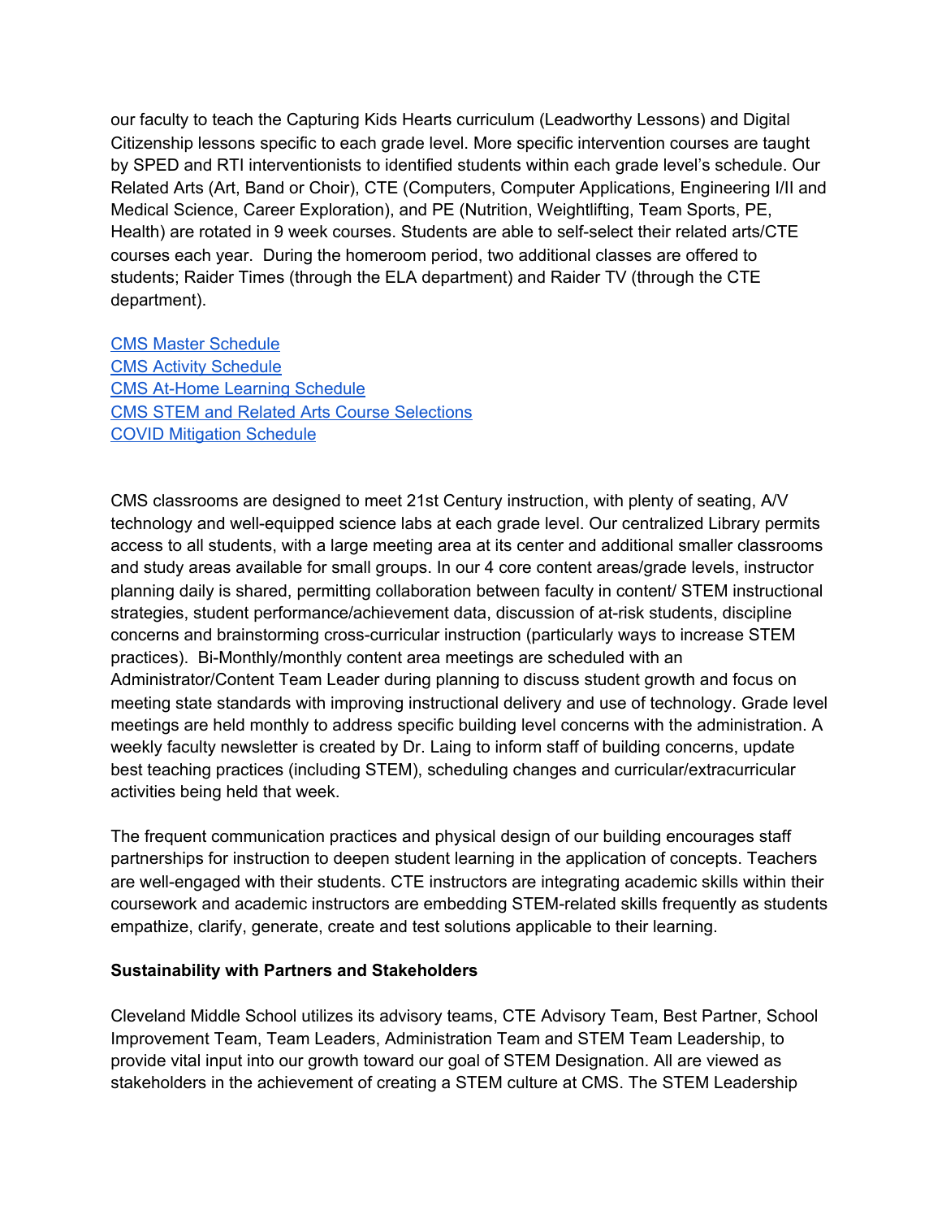our faculty to teach the Capturing Kids Hearts curriculum (Leadworthy Lessons) and Digital Citizenship lessons specific to each grade level. More specific intervention courses are taught by SPED and RTI interventionists to identified students within each grade level's schedule. Our Related Arts (Art, Band or Choir), CTE (Computers, Computer Applications, Engineering I/II and Medical Science, Career Exploration), and PE (Nutrition, Weightlifting, Team Sports, PE, Health) are rotated in 9 week courses. Students are able to self-select their related arts/CTE courses each year. During the homeroom period, two additional classes are offered to students; Raider Times (through the ELA department) and Raider TV (through the CTE department).

CMS Master Schedule
CMS Activity Schedule
CMS At-Home Learning Schedule
CMS STEM and Related Arts Course Selections
COVID Mitigation Schedule

CMS classrooms are designed to meet 21st Century instruction, with plenty of seating, A/V technology and well-equipped science labs at each grade level. Our centralized Library permits access to all students, with a large meeting area at its center and additional smaller classrooms and study areas available for small groups. In our 4 core content areas/grade levels, instructor planning daily is shared, permitting collaboration between faculty in content/ STEM instructional strategies, student performance/achievement data, discussion of at-risk students, discipline concerns and brainstorming cross-curricular instruction (particularly ways to increase STEM practices). Bi-Monthly/monthly content area meetings are scheduled with an Administrator/Content Team Leader during planning to discuss student growth and focus on meeting state standards with improving instructional delivery and use of technology. Grade level meetings are held monthly to address specific building level concerns with the administration. A weekly faculty newsletter is created by Dr. Laing to inform staff of building concerns, update best teaching practices (including STEM), scheduling changes and curricular/extracurricular activities being held that week.

The frequent communication practices and physical design of our building encourages staff partnerships for instruction to deepen student learning in the application of concepts. Teachers are well-engaged with their students. CTE instructors are integrating academic skills within their coursework and academic instructors are embedding STEM-related skills frequently as students empathize, clarify, generate, create and test solutions applicable to their learning.

**Sustainability with Partners and Stakeholders**

Cleveland Middle School utilizes its advisory teams, CTE Advisory Team, Best Partner, School Improvement Team, Team Leaders, Administration Team and STEM Team Leadership, to provide vital input into our growth toward our goal of STEM Designation. All are viewed as stakeholders in the achievement of creating a STEM culture at CMS. The STEM Leadership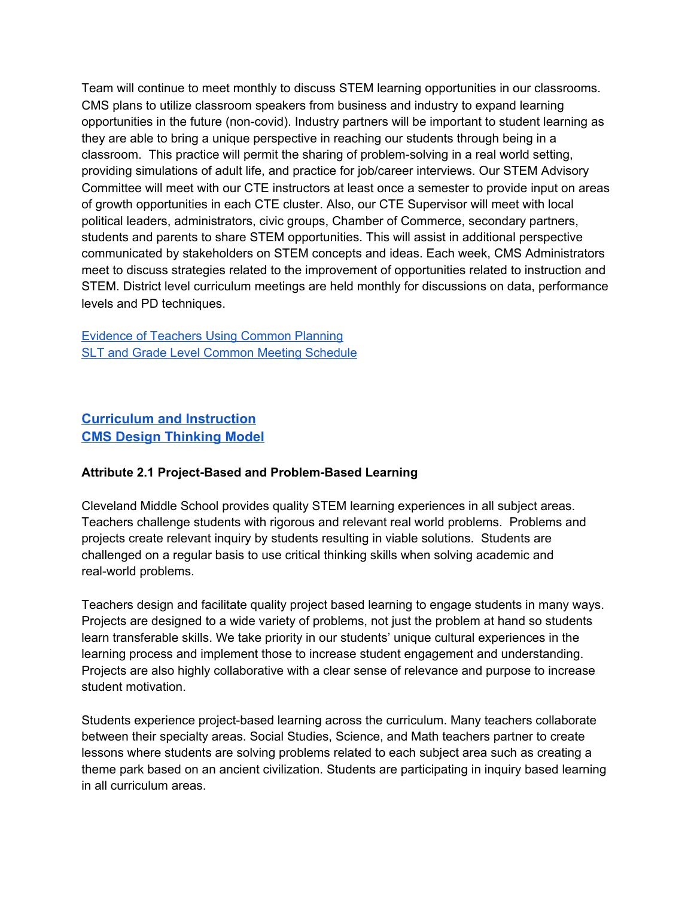Team will continue to meet monthly to discuss STEM learning opportunities in our classrooms. CMS plans to utilize classroom speakers from business and industry to expand learning opportunities in the future (non-covid). Industry partners will be important to student learning as they are able to bring a unique perspective in reaching our students through being in a classroom. This practice will permit the sharing of problem-solving in a real world setting, providing simulations of adult life, and practice for job/career interviews. Our STEM Advisory Committee will meet with our CTE instructors at least once a semester to provide input on areas of growth opportunities in each CTE cluster. Also, our CTE Supervisor will meet with local political leaders, administrators, civic groups, Chamber of Commerce, secondary partners, students and parents to share STEM opportunities. This will assist in additional perspective communicated by stakeholders on STEM concepts and ideas. Each week, CMS Administrators meet to discuss strategies related to the improvement of opportunities related to instruction and STEM. District level curriculum meetings are held monthly for discussions on data, performance levels and PD techniques.

Evidence of Teachers Using Common Planning
SLT and Grade Level Common Meeting Schedule

## Curriculum and Instruction
## CMS Design Thinking Model

**Attribute 2.1 Project-Based and Problem-Based Learning**

Cleveland Middle School provides quality STEM learning experiences in all subject areas. Teachers challenge students with rigorous and relevant real world problems. Problems and projects create relevant inquiry by students resulting in viable solutions. Students are challenged on a regular basis to use critical thinking skills when solving academic and real-world problems.

Teachers design and facilitate quality project based learning to engage students in many ways. Projects are designed to a wide variety of problems, not just the problem at hand so students learn transferable skills. We take priority in our students' unique cultural experiences in the learning process and implement those to increase student engagement and understanding. Projects are also highly collaborative with a clear sense of relevance and purpose to increase student motivation.

Students experience project-based learning across the curriculum. Many teachers collaborate between their specialty areas. Social Studies, Science, and Math teachers partner to create lessons where students are solving problems related to each subject area such as creating a theme park based on an ancient civilization. Students are participating in inquiry based learning in all curriculum areas.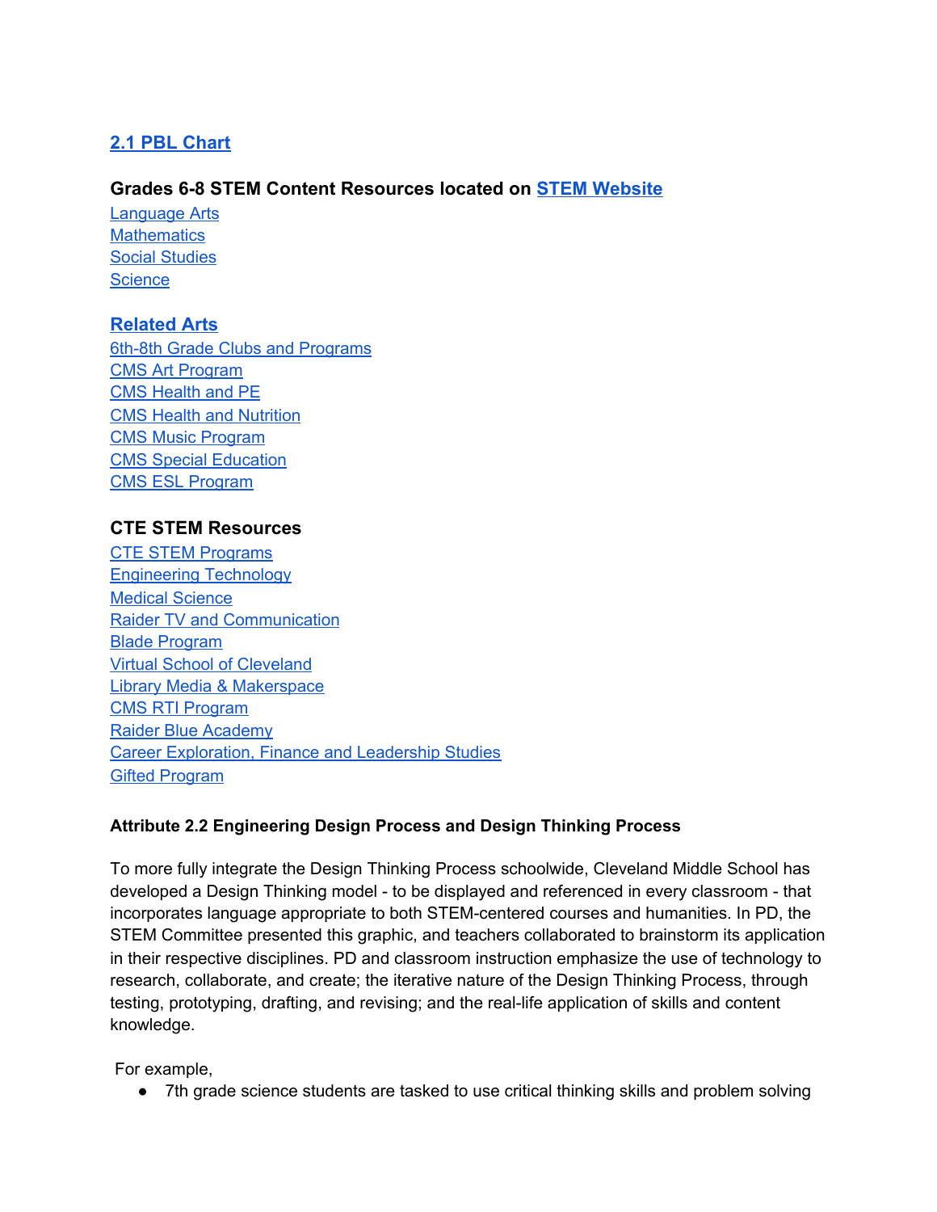## 2.1 PBL Chart

### Grades 6-8 STEM Content Resources located on STEM Website

Language Arts
Mathematics
Social Studies
Science

### Related Arts

6th-8th Grade Clubs and Programs
CMS Art Program
CMS Health and PE
CMS Health and Nutrition
CMS Music Program
CMS Special Education
CMS ESL Program

### CTE STEM Resources

CTE STEM Programs
Engineering Technology
Medical Science
Raider TV and Communication
Blade Program
Virtual School of Cleveland
Library Media & Makerspace
CMS RTI Program
Raider Blue Academy
Career Exploration, Finance and Leadership Studies
Gifted Program

#### Attribute 2.2 Engineering Design Process and Design Thinking Process

To more fully integrate the Design Thinking Process schoolwide, Cleveland Middle School has developed a Design Thinking model - to be displayed and referenced in every classroom - that incorporates language appropriate to both STEM-centered courses and humanities. In PD, the STEM Committee presented this graphic, and teachers collaborated to brainstorm its application in their respective disciplines. PD and classroom instruction emphasize the use of technology to research, collaborate, and create; the iterative nature of the Design Thinking Process, through testing, prototyping, drafting, and revising; and the real-life application of skills and content knowledge.

For example,

- 7th grade science students are tasked to use critical thinking skills and problem solving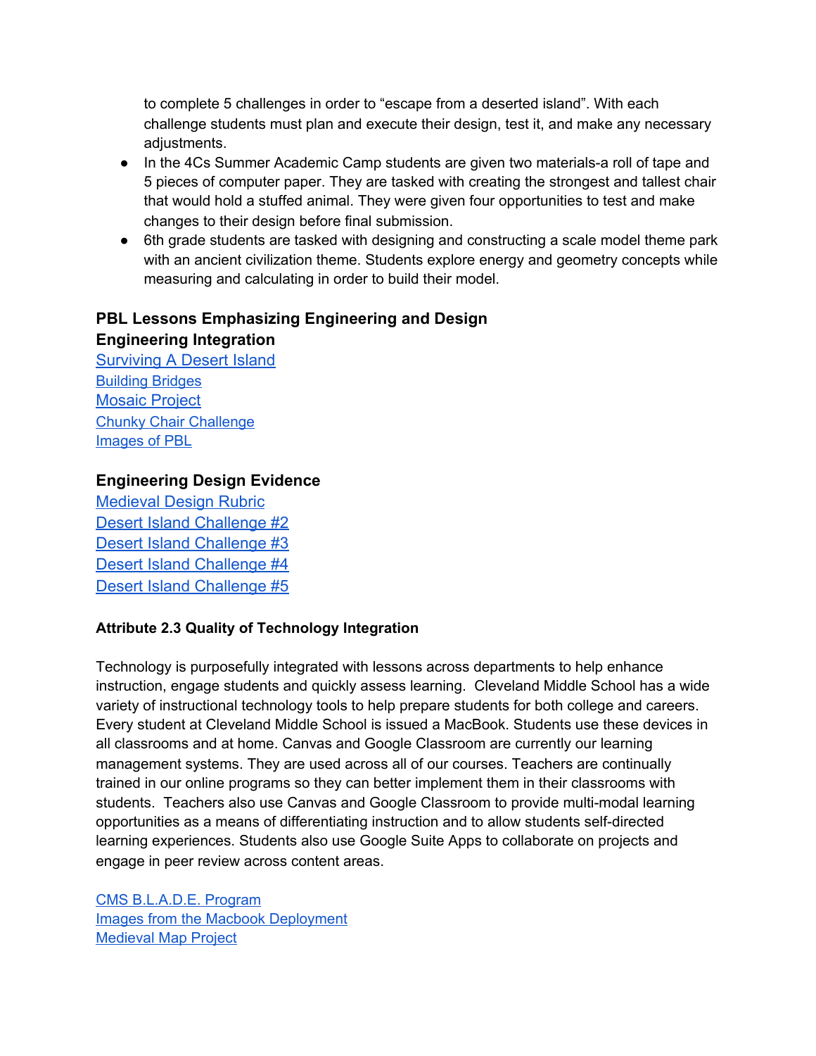to complete 5 challenges in order to "escape from a deserted island". With each challenge students must plan and execute their design, test it, and make any necessary adjustments.

- In the 4Cs Summer Academic Camp students are given two materials-a roll of tape and 5 pieces of computer paper. They are tasked with creating the strongest and tallest chair that would hold a stuffed animal. They were given four opportunities to test and make changes to their design before final submission.
- 6th grade students are tasked with designing and constructing a scale model theme park with an ancient civilization theme. Students explore energy and geometry concepts while measuring and calculating in order to build their model.

**PBL Lessons Emphasizing Engineering and Design**

**Engineering Integration**

Surviving A Desert Island
Building Bridges
Mosaic Project
Chunky Chair Challenge
Images of PBL

**Engineering Design Evidence**

Medieval Design Rubric
Desert Island Challenge #2
Desert Island Challenge #3
Desert Island Challenge #4
Desert Island Challenge #5

**Attribute 2.3 Quality of Technology Integration**

Technology is purposefully integrated with lessons across departments to help enhance instruction, engage students and quickly assess learning. Cleveland Middle School has a wide variety of instructional technology tools to help prepare students for both college and careers. Every student at Cleveland Middle School is issued a MacBook. Students use these devices in all classrooms and at home. Canvas and Google Classroom are currently our learning management systems. They are used across all of our courses. Teachers are continually trained in our online programs so they can better implement them in their classrooms with students. Teachers also use Canvas and Google Classroom to provide multi-modal learning opportunities as a means of differentiating instruction and to allow students self-directed learning experiences. Students also use Google Suite Apps to collaborate on projects and engage in peer review across content areas.

CMS B.L.A.D.E. Program
Images from the Macbook Deployment
Medieval Map Project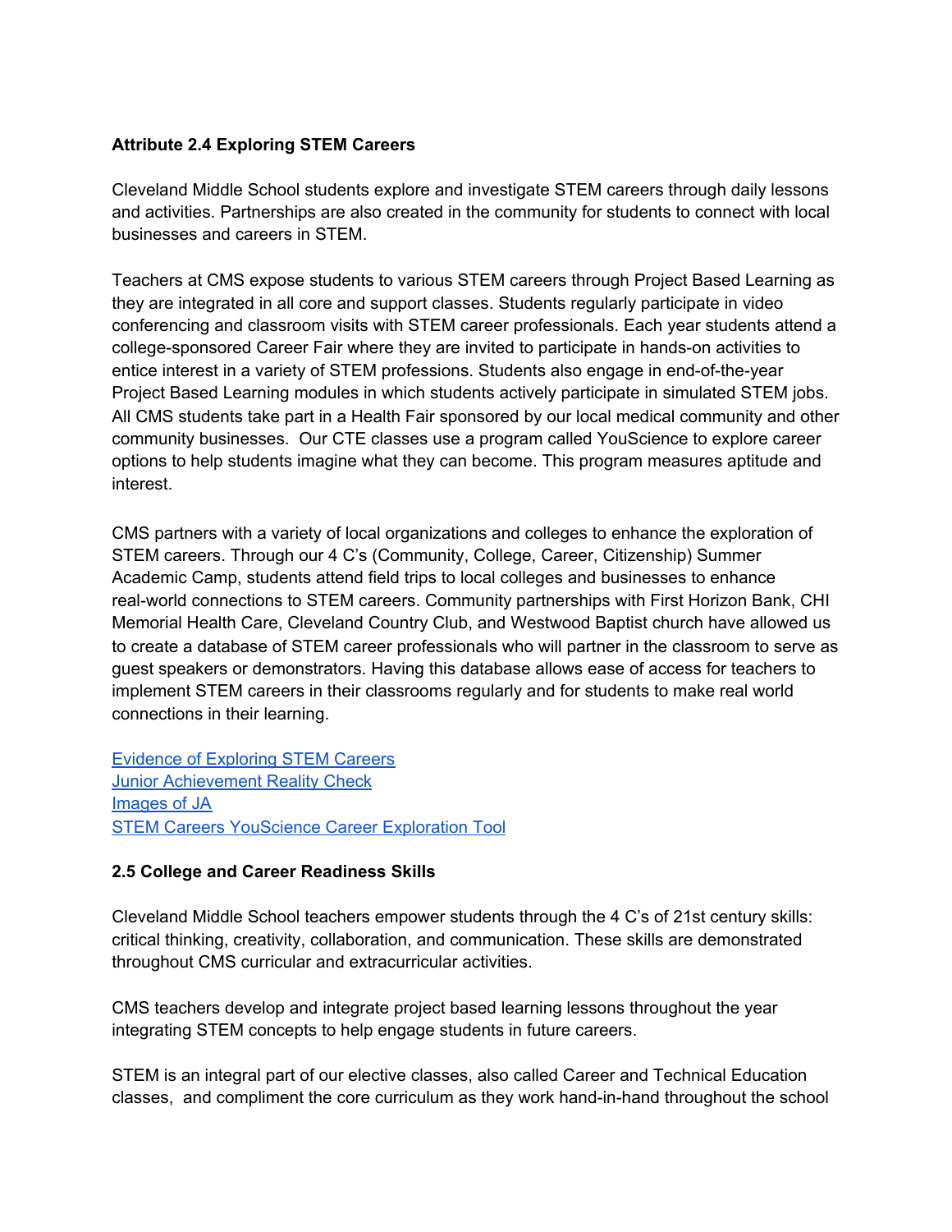### Attribute 2.4 Exploring STEM Careers

Cleveland Middle School students explore and investigate STEM careers through daily lessons and activities. Partnerships are also created in the community for students to connect with local businesses and careers in STEM.

Teachers at CMS expose students to various STEM careers through Project Based Learning as they are integrated in all core and support classes. Students regularly participate in video conferencing and classroom visits with STEM career professionals. Each year students attend a college-sponsored Career Fair where they are invited to participate in hands-on activities to entice interest in a variety of STEM professions. Students also engage in end-of-the-year Project Based Learning modules in which students actively participate in simulated STEM jobs. All CMS students take part in a Health Fair sponsored by our local medical community and other community businesses. Our CTE classes use a program called YouScience to explore career options to help students imagine what they can become. This program measures aptitude and interest.

CMS partners with a variety of local organizations and colleges to enhance the exploration of STEM careers. Through our 4 C's (Community, College, Career, Citizenship) Summer Academic Camp, students attend field trips to local colleges and businesses to enhance real-world connections to STEM careers. Community partnerships with First Horizon Bank, CHI Memorial Health Care, Cleveland Country Club, and Westwood Baptist church have allowed us to create a database of STEM career professionals who will partner in the classroom to serve as guest speakers or demonstrators. Having this database allows ease of access for teachers to implement STEM careers in their classrooms regularly and for students to make real world connections in their learning.

Evidence of Exploring STEM Careers
Junior Achievement Reality Check
Images of JA
STEM Careers YouScience Career Exploration Tool

### 2.5 College and Career Readiness Skills

Cleveland Middle School teachers empower students through the 4 C's of 21st century skills: critical thinking, creativity, collaboration, and communication. These skills are demonstrated throughout CMS curricular and extracurricular activities.

CMS teachers develop and integrate project based learning lessons throughout the year integrating STEM concepts to help engage students in future careers.

STEM is an integral part of our elective classes, also called Career and Technical Education classes, and compliment the core curriculum as they work hand-in-hand throughout the school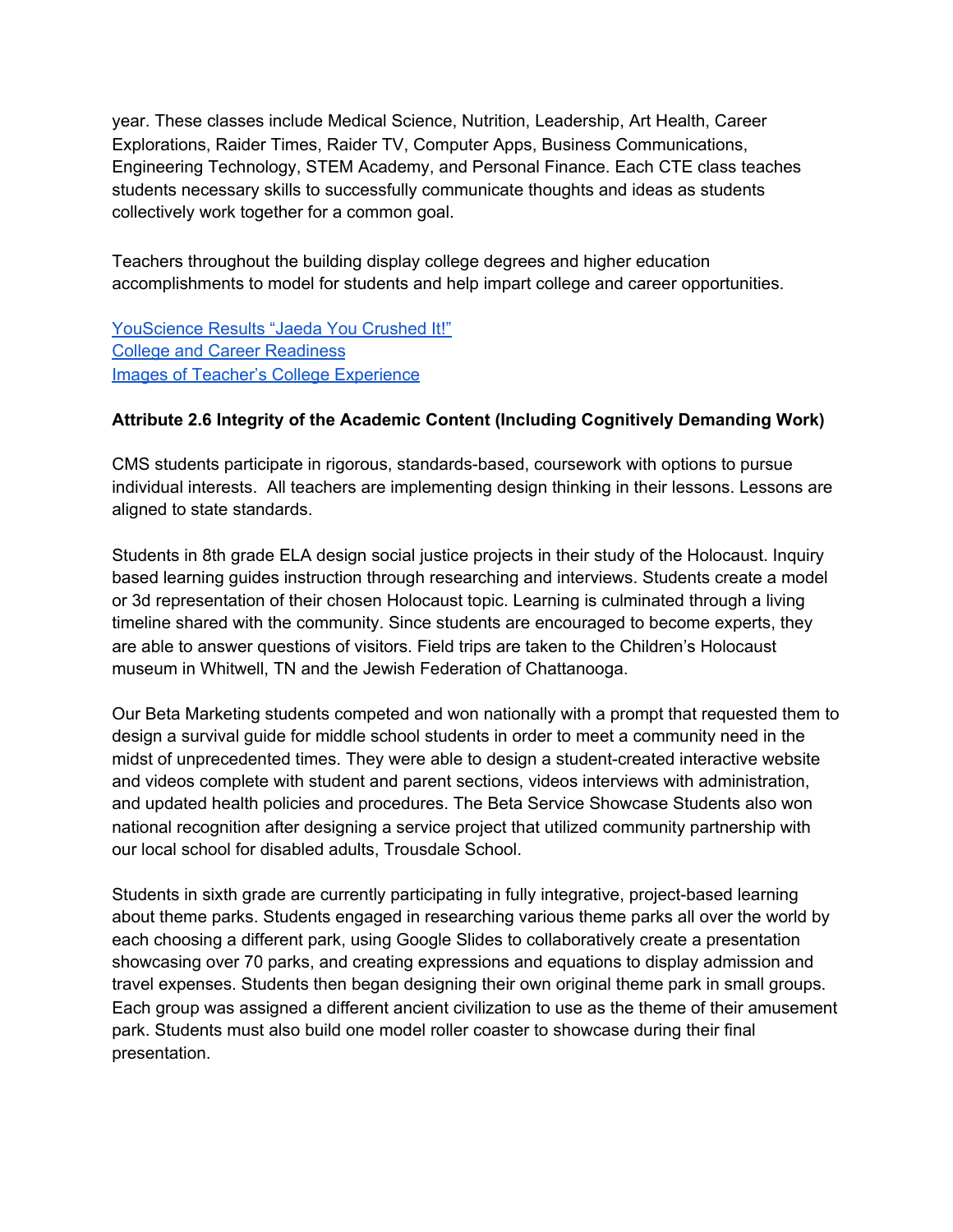year. These classes include Medical Science, Nutrition, Leadership, Art Health, Career Explorations, Raider Times, Raider TV, Computer Apps, Business Communications, Engineering Technology, STEM Academy, and Personal Finance. Each CTE class teaches students necessary skills to successfully communicate thoughts and ideas as students collectively work together for a common goal.

Teachers throughout the building display college degrees and higher education accomplishments to model for students and help impart college and career opportunities.

YouScience Results "Jaeda You Crushed It!"
College and Career Readiness
Images of Teacher's College Experience

**Attribute 2.6 Integrity of the Academic Content (Including Cognitively Demanding Work)**

CMS students participate in rigorous, standards-based, coursework with options to pursue individual interests. All teachers are implementing design thinking in their lessons. Lessons are aligned to state standards.

Students in 8th grade ELA design social justice projects in their study of the Holocaust. Inquiry based learning guides instruction through researching and interviews. Students create a model or 3d representation of their chosen Holocaust topic. Learning is culminated through a living timeline shared with the community. Since students are encouraged to become experts, they are able to answer questions of visitors. Field trips are taken to the Children's Holocaust museum in Whitwell, TN and the Jewish Federation of Chattanooga.

Our Beta Marketing students competed and won nationally with a prompt that requested them to design a survival guide for middle school students in order to meet a community need in the midst of unprecedented times. They were able to design a student-created interactive website and videos complete with student and parent sections, videos interviews with administration, and updated health policies and procedures. The Beta Service Showcase Students also won national recognition after designing a service project that utilized community partnership with our local school for disabled adults, Trousdale School.

Students in sixth grade are currently participating in fully integrative, project-based learning about theme parks. Students engaged in researching various theme parks all over the world by each choosing a different park, using Google Slides to collaboratively create a presentation showcasing over 70 parks, and creating expressions and equations to display admission and travel expenses. Students then began designing their own original theme park in small groups. Each group was assigned a different ancient civilization to use as the theme of their amusement park. Students must also build one model roller coaster to showcase during their final presentation.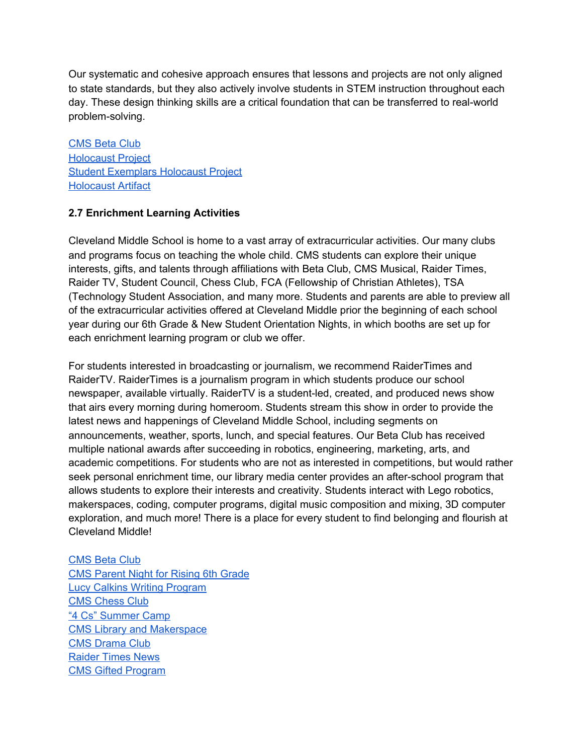Our systematic and cohesive approach ensures that lessons and projects are not only aligned to state standards, but they also actively involve students in STEM instruction throughout each day. These design thinking skills are a critical foundation that can be transferred to real-world problem-solving.

CMS Beta Club
Holocaust Project
Student Exemplars Holocaust Project
Holocaust Artifact

**2.7 Enrichment Learning Activities**

Cleveland Middle School is home to a vast array of extracurricular activities. Our many clubs and programs focus on teaching the whole child. CMS students can explore their unique interests, gifts, and talents through affiliations with Beta Club, CMS Musical, Raider Times, Raider TV, Student Council, Chess Club, FCA (Fellowship of Christian Athletes), TSA (Technology Student Association, and many more. Students and parents are able to preview all of the extracurricular activities offered at Cleveland Middle prior the beginning of each school year during our 6th Grade & New Student Orientation Nights, in which booths are set up for each enrichment learning program or club we offer.

For students interested in broadcasting or journalism, we recommend RaiderTimes and RaiderTV. RaiderTimes is a journalism program in which students produce our school newspaper, available virtually. RaiderTV is a student-led, created, and produced news show that airs every morning during homeroom. Students stream this show in order to provide the latest news and happenings of Cleveland Middle School, including segments on announcements, weather, sports, lunch, and special features. Our Beta Club has received multiple national awards after succeeding in robotics, engineering, marketing, arts, and academic competitions. For students who are not as interested in competitions, but would rather seek personal enrichment time, our library media center provides an after-school program that allows students to explore their interests and creativity. Students interact with Lego robotics, makerspaces, coding, computer programs, digital music composition and mixing, 3D computer exploration, and much more! There is a place for every student to find belonging and flourish at Cleveland Middle!

CMS Beta Club
CMS Parent Night for Rising 6th Grade
Lucy Calkins Writing Program
CMS Chess Club
"4 Cs" Summer Camp
CMS Library and Makerspace
CMS Drama Club
Raider Times News
CMS Gifted Program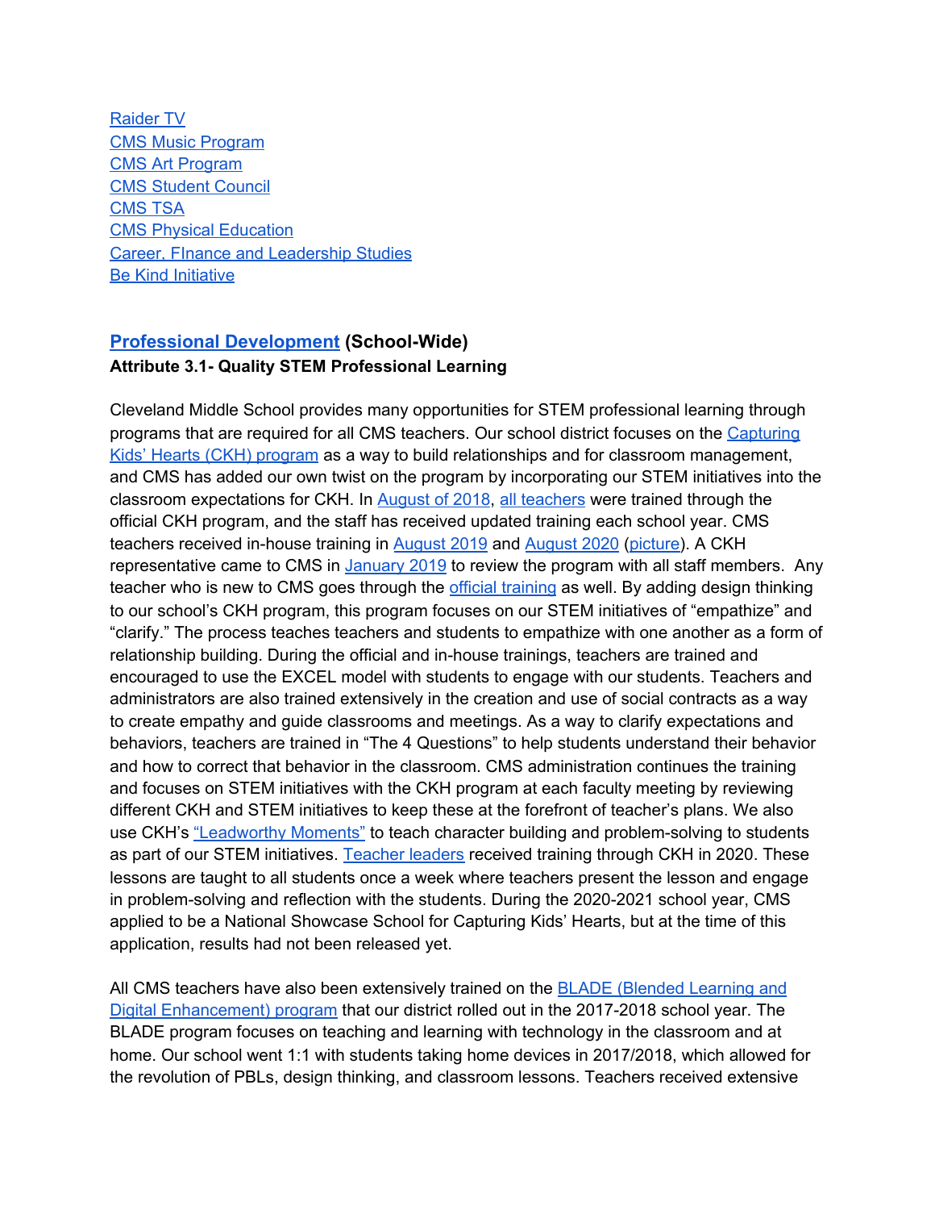Raider TV
CMS Music Program
CMS Art Program
CMS Student Council
CMS TSA
CMS Physical Education
Career, FInance and Leadership Studies
Be Kind Initiative

## Professional Development (School-Wide)

**Attribute 3.1- Quality STEM Professional Learning**

Cleveland Middle School provides many opportunities for STEM professional learning through programs that are required for all CMS teachers. Our school district focuses on the Capturing Kids' Hearts (CKH) program as a way to build relationships and for classroom management, and CMS has added our own twist on the program by incorporating our STEM initiatives into the classroom expectations for CKH. In August of 2018, all teachers were trained through the official CKH program, and the staff has received updated training each school year. CMS teachers received in-house training in August 2019 and August 2020 (picture). A CKH representative came to CMS in January 2019 to review the program with all staff members. Any teacher who is new to CMS goes through the official training as well. By adding design thinking to our school's CKH program, this program focuses on our STEM initiatives of "empathize" and "clarify." The process teaches teachers and students to empathize with one another as a form of relationship building. During the official and in-house trainings, teachers are trained and encouraged to use the EXCEL model with students to engage with our students. Teachers and administrators are also trained extensively in the creation and use of social contracts as a way to create empathy and guide classrooms and meetings. As a way to clarify expectations and behaviors, teachers are trained in "The 4 Questions" to help students understand their behavior and how to correct that behavior in the classroom. CMS administration continues the training and focuses on STEM initiatives with the CKH program at each faculty meeting by reviewing different CKH and STEM initiatives to keep these at the forefront of teacher's plans. We also use CKH's "Leadworthy Moments" to teach character building and problem-solving to students as part of our STEM initiatives. Teacher leaders received training through CKH in 2020. These lessons are taught to all students once a week where teachers present the lesson and engage in problem-solving and reflection with the students. During the 2020-2021 school year, CMS applied to be a National Showcase School for Capturing Kids' Hearts, but at the time of this application, results had not been released yet.

All CMS teachers have also been extensively trained on the BLADE (Blended Learning and Digital Enhancement) program that our district rolled out in the 2017-2018 school year. The BLADE program focuses on teaching and learning with technology in the classroom and at home. Our school went 1:1 with students taking home devices in 2017/2018, which allowed for the revolution of PBLs, design thinking, and classroom lessons. Teachers received extensive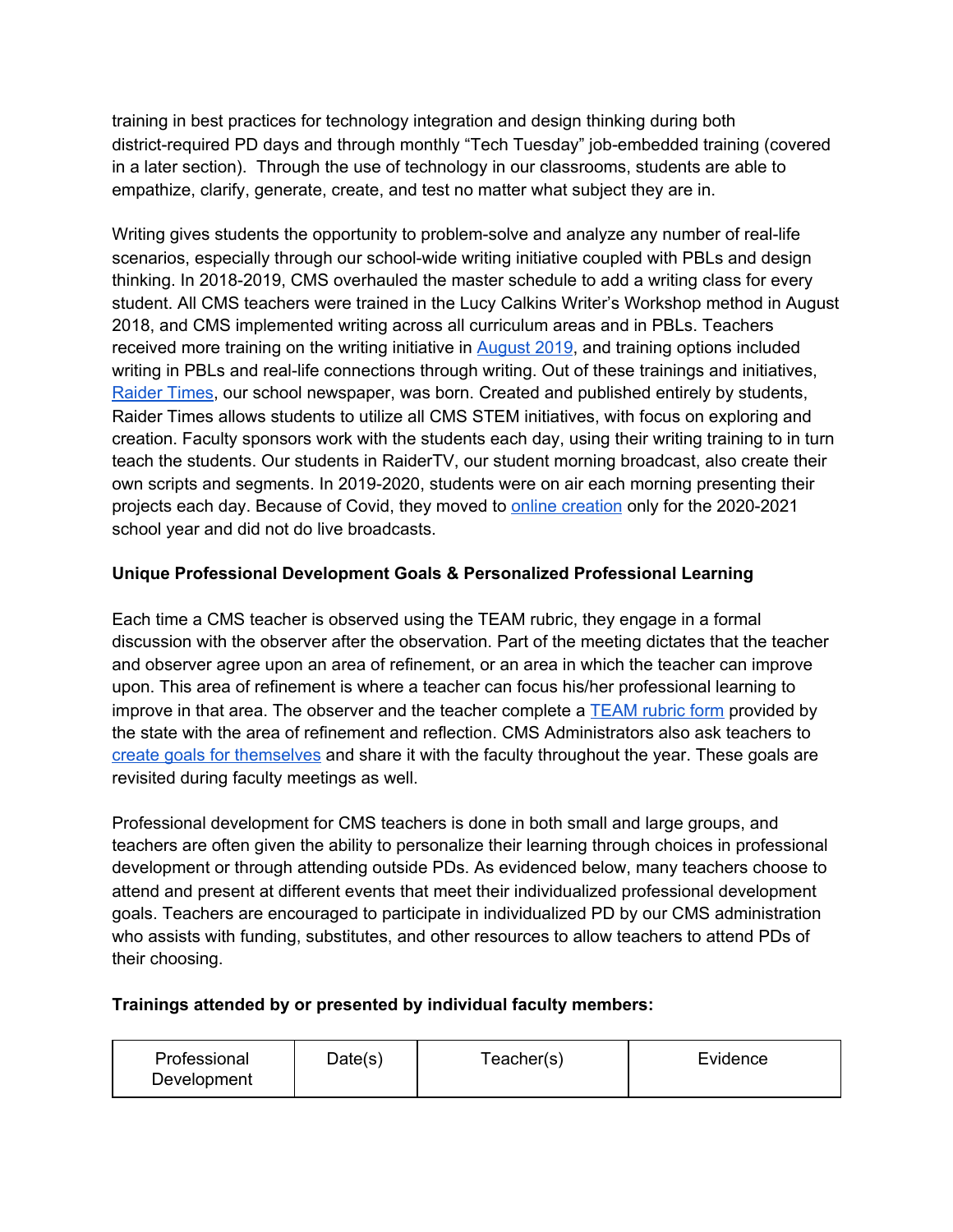training in best practices for technology integration and design thinking during both district-required PD days and through monthly "Tech Tuesday" job-embedded training (covered in a later section). Through the use of technology in our classrooms, students are able to empathize, clarify, generate, create, and test no matter what subject they are in.

Writing gives students the opportunity to problem-solve and analyze any number of real-life scenarios, especially through our school-wide writing initiative coupled with PBLs and design thinking. In 2018-2019, CMS overhauled the master schedule to add a writing class for every student. All CMS teachers were trained in the Lucy Calkins Writer's Workshop method in August 2018, and CMS implemented writing across all curriculum areas and in PBLs. Teachers received more training on the writing initiative in August 2019, and training options included writing in PBLs and real-life connections through writing. Out of these trainings and initiatives, Raider Times, our school newspaper, was born. Created and published entirely by students, Raider Times allows students to utilize all CMS STEM initiatives, with focus on exploring and creation. Faculty sponsors work with the students each day, using their writing training to in turn teach the students. Our students in RaiderTV, our student morning broadcast, also create their own scripts and segments. In 2019-2020, students were on air each morning presenting their projects each day. Because of Covid, they moved to online creation only for the 2020-2021 school year and did not do live broadcasts.

**Unique Professional Development Goals & Personalized Professional Learning**

Each time a CMS teacher is observed using the TEAM rubric, they engage in a formal discussion with the observer after the observation. Part of the meeting dictates that the teacher and observer agree upon an area of refinement, or an area in which the teacher can improve upon. This area of refinement is where a teacher can focus his/her professional learning to improve in that area. The observer and the teacher complete a TEAM rubric form provided by the state with the area of refinement and reflection. CMS Administrators also ask teachers to create goals for themselves and share it with the faculty throughout the year. These goals are revisited during faculty meetings as well.

Professional development for CMS teachers is done in both small and large groups, and teachers are often given the ability to personalize their learning through choices in professional development or through attending outside PDs. As evidenced below, many teachers choose to attend and present at different events that meet their individualized professional development goals. Teachers are encouraged to participate in individualized PD by our CMS administration who assists with funding, substitutes, and other resources to allow teachers to attend PDs of their choosing.

**Trainings attended by or presented by individual faculty members:**

| Professional Development | Date(s) | Teacher(s) | Evidence |
|---|---|---|---|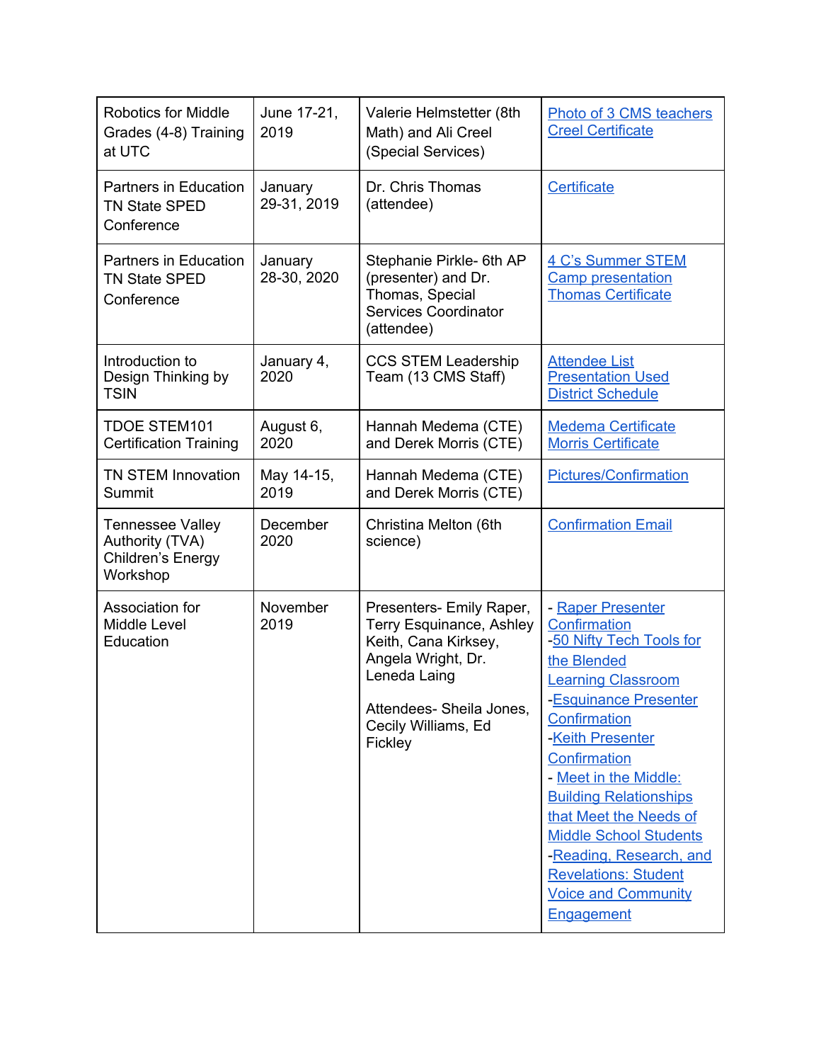| Robotics for Middle Grades (4-8) Training at UTC | June 17-21, 2019 | Valerie Helmstetter (8th Math) and Ali Creel (Special Services) | Photo of 3 CMS teachers<br>Creel Certificate |
|---|---|---|---|
| Partners in Education TN State SPED Conference | January 29-31, 2019 | Dr. Chris Thomas (attendee) | Certificate |
| Partners in Education TN State SPED Conference | January 28-30, 2020 | Stephanie Pirkle- 6th AP (presenter) and Dr. Thomas, Special Services Coordinator (attendee) | 4 C's Summer STEM Camp presentation<br>Thomas Certificate |
| Introduction to Design Thinking by TSIN | January 4, 2020 | CCS STEM Leadership Team (13 CMS Staff) | Attendee List<br>Presentation Used<br>District Schedule |
| TDOE STEM101 Certification Training | August 6, 2020 | Hannah Medema (CTE) and Derek Morris (CTE) | Medema Certificate<br>Morris Certificate |
| TN STEM Innovation Summit | May 14-15, 2019 | Hannah Medema (CTE) and Derek Morris (CTE) | Pictures/Confirmation |
| Tennessee Valley Authority (TVA) Children's Energy Workshop | December 2020 | Christina Melton (6th science) | Confirmation Email |
| Association for Middle Level Education | November 2019 | Presenters- Emily Raper, Terry Esquinance, Ashley Keith, Cana Kirksey, Angela Wright, Dr. Leneda Laing<br><br>Attendees- Sheila Jones, Cecily Williams, Ed Fickley | - Raper Presenter Confirmation<br>-50 Nifty Tech Tools for the Blended Learning Classroom<br>-Esquinance Presenter Confirmation<br>-Keith Presenter Confirmation<br>- Meet in the Middle: Building Relationships that Meet the Needs of Middle School Students<br>-Reading, Research, and Revelations: Student Voice and Community Engagement |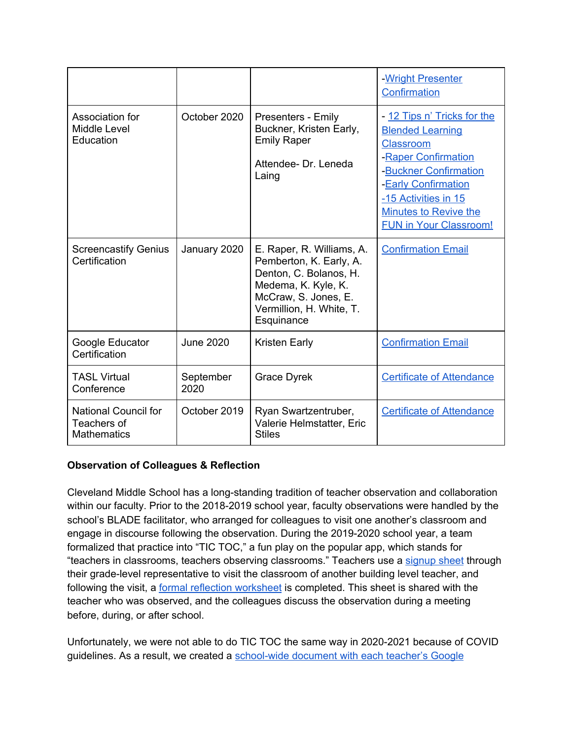| | | | -Wright Presenter Confirmation |
|---|---|---|---|
| Association for Middle Level Education | October 2020 | Presenters - Emily Buckner, Kristen Early, Emily Raper<br><br>Attendee- Dr. Leneda Laing | - 12 Tips n' Tricks for the Blended Learning Classroom<br>-Raper Confirmation<br>-Buckner Confirmation<br>-Early Confirmation<br>-15 Activities in 15 Minutes to Revive the FUN in Your Classroom! |
| Screencastify Genius Certification | January 2020 | E. Raper, R. Williams, A. Pemberton, K. Early, A. Denton, C. Bolanos, H. Medema, K. Kyle, K. McCraw, S. Jones, E. Vermillion, H. White, T. Esquinance | Confirmation Email |
| Google Educator Certification | June 2020 | Kristen Early | Confirmation Email |
| TASL Virtual Conference | September 2020 | Grace Dyrek | Certificate of Attendance |
| National Council for Teachers of Mathematics | October 2019 | Ryan Swartzentruber, Valerie Helmstatter, Eric Stiles | Certificate of Attendance |

**Observation of Colleagues & Reflection**

Cleveland Middle School has a long-standing tradition of teacher observation and collaboration within our faculty. Prior to the 2018-2019 school year, faculty observations were handled by the school's BLADE facilitator, who arranged for colleagues to visit one another's classroom and engage in discourse following the observation. During the 2019-2020 school year, a team formalized that practice into "TIC TOC," a fun play on the popular app, which stands for "teachers in classrooms, teachers observing classrooms." Teachers use a signup sheet through their grade-level representative to visit the classroom of another building level teacher, and following the visit, a formal reflection worksheet is completed. This sheet is shared with the teacher who was observed, and the colleagues discuss the observation during a meeting before, during, or after school.

Unfortunately, we were not able to do TIC TOC the same way in 2020-2021 because of COVID guidelines. As a result, we created a school-wide document with each teacher's Google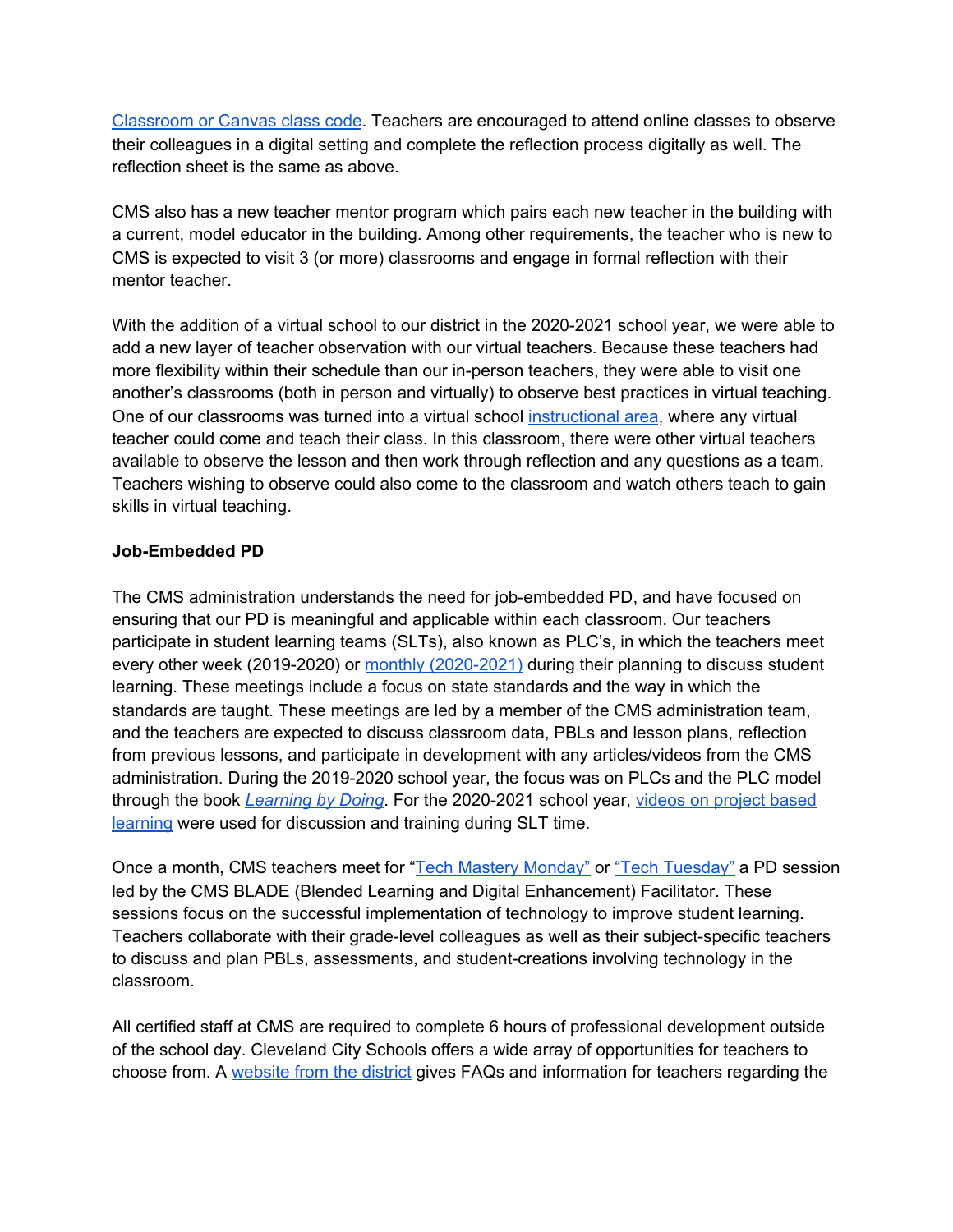Classroom or Canvas class code. Teachers are encouraged to attend online classes to observe their colleagues in a digital setting and complete the reflection process digitally as well. The reflection sheet is the same as above.

CMS also has a new teacher mentor program which pairs each new teacher in the building with a current, model educator in the building. Among other requirements, the teacher who is new to CMS is expected to visit 3 (or more) classrooms and engage in formal reflection with their mentor teacher.

With the addition of a virtual school to our district in the 2020-2021 school year, we were able to add a new layer of teacher observation with our virtual teachers. Because these teachers had more flexibility within their schedule than our in-person teachers, they were able to visit one another's classrooms (both in person and virtually) to observe best practices in virtual teaching. One of our classrooms was turned into a virtual school instructional area, where any virtual teacher could come and teach their class. In this classroom, there were other virtual teachers available to observe the lesson and then work through reflection and any questions as a team. Teachers wishing to observe could also come to the classroom and watch others teach to gain skills in virtual teaching.

**Job-Embedded PD**

The CMS administration understands the need for job-embedded PD, and have focused on ensuring that our PD is meaningful and applicable within each classroom. Our teachers participate in student learning teams (SLTs), also known as PLC's, in which the teachers meet every other week (2019-2020) or monthly (2020-2021) during their planning to discuss student learning. These meetings include a focus on state standards and the way in which the standards are taught. These meetings are led by a member of the CMS administration team, and the teachers are expected to discuss classroom data, PBLs and lesson plans, reflection from previous lessons, and participate in development with any articles/videos from the CMS administration. During the 2019-2020 school year, the focus was on PLCs and the PLC model through the book *Learning by Doing*. For the 2020-2021 school year, videos on project based learning were used for discussion and training during SLT time.

Once a month, CMS teachers meet for "Tech Mastery Monday" or "Tech Tuesday" a PD session led by the CMS BLADE (Blended Learning and Digital Enhancement) Facilitator. These sessions focus on the successful implementation of technology to improve student learning. Teachers collaborate with their grade-level colleagues as well as their subject-specific teachers to discuss and plan PBLs, assessments, and student-creations involving technology in the classroom.

All certified staff at CMS are required to complete 6 hours of professional development outside of the school day. Cleveland City Schools offers a wide array of opportunities for teachers to choose from. A website from the district gives FAQs and information for teachers regarding the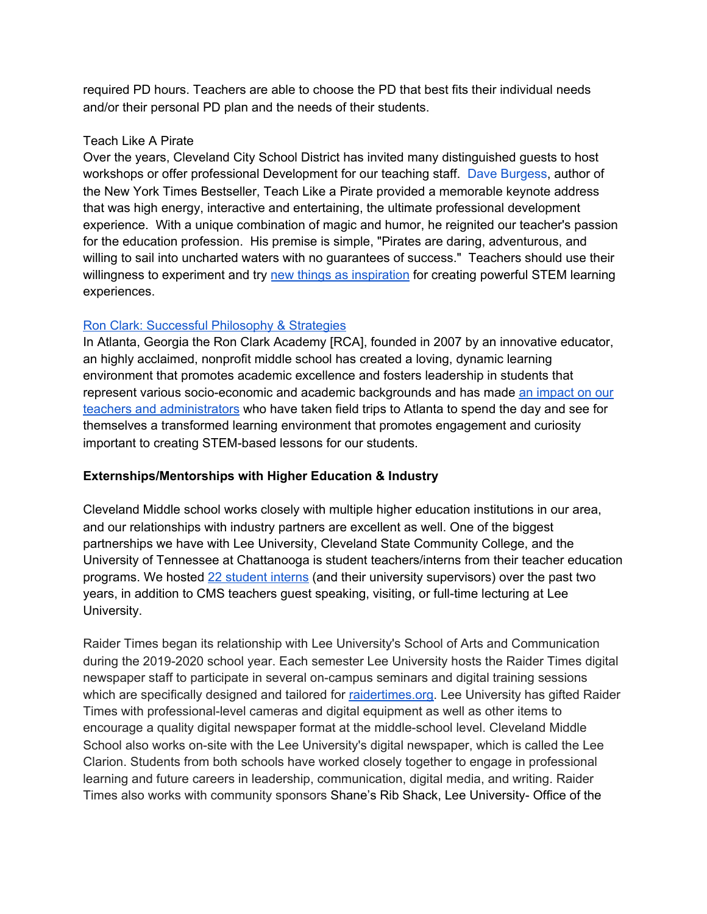required PD hours. Teachers are able to choose the PD that best fits their individual needs and/or their personal PD plan and the needs of their students.

Teach Like A Pirate
Over the years, Cleveland City School District has invited many distinguished guests to host workshops or offer professional Development for our teaching staff. Dave Burgess, author of the New York Times Bestseller, Teach Like a Pirate provided a memorable keynote address that was high energy, interactive and entertaining, the ultimate professional development experience. With a unique combination of magic and humor, he reignited our teacher's passion for the education profession. His premise is simple, "Pirates are daring, adventurous, and willing to sail into uncharted waters with no guarantees of success." Teachers should use their willingness to experiment and try new things as inspiration for creating powerful STEM learning experiences.

Ron Clark: Successful Philosophy & Strategies
In Atlanta, Georgia the Ron Clark Academy [RCA], founded in 2007 by an innovative educator, an highly acclaimed, nonprofit middle school has created a loving, dynamic learning environment that promotes academic excellence and fosters leadership in students that represent various socio-economic and academic backgrounds and has made an impact on our teachers and administrators who have taken field trips to Atlanta to spend the day and see for themselves a transformed learning environment that promotes engagement and curiosity important to creating STEM-based lessons for our students.

**Externships/Mentorships with Higher Education & Industry**

Cleveland Middle school works closely with multiple higher education institutions in our area, and our relationships with industry partners are excellent as well. One of the biggest partnerships we have with Lee University, Cleveland State Community College, and the University of Tennessee at Chattanooga is student teachers/interns from their teacher education programs. We hosted 22 student interns (and their university supervisors) over the past two years, in addition to CMS teachers guest speaking, visiting, or full-time lecturing at Lee University.

Raider Times began its relationship with Lee University's School of Arts and Communication during the 2019-2020 school year. Each semester Lee University hosts the Raider Times digital newspaper staff to participate in several on-campus seminars and digital training sessions which are specifically designed and tailored for raidertimes.org. Lee University has gifted Raider Times with professional-level cameras and digital equipment as well as other items to encourage a quality digital newspaper format at the middle-school level. Cleveland Middle School also works on-site with the Lee University's digital newspaper, which is called the Lee Clarion. Students from both schools have worked closely together to engage in professional learning and future careers in leadership, communication, digital media, and writing. Raider Times also works with community sponsors Shane's Rib Shack, Lee University- Office of the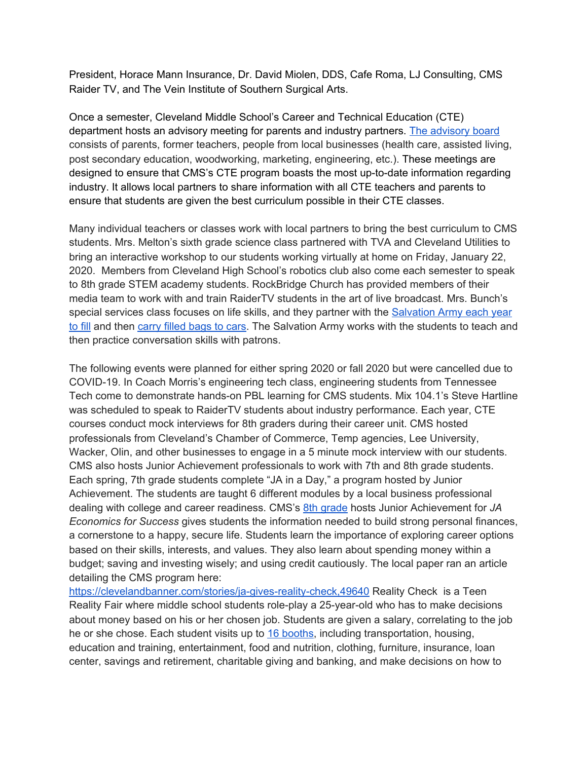President, Horace Mann Insurance, Dr. David Miolen, DDS, Cafe Roma, LJ Consulting, CMS Raider TV, and The Vein Institute of Southern Surgical Arts.

Once a semester, Cleveland Middle School's Career and Technical Education (CTE) department hosts an advisory meeting for parents and industry partners. [The advisory board](#) consists of parents, former teachers, people from local businesses (health care, assisted living, post secondary education, woodworking, marketing, engineering, etc.). These meetings are designed to ensure that CMS's CTE program boasts the most up-to-date information regarding industry. It allows local partners to share information with all CTE teachers and parents to ensure that students are given the best curriculum possible in their CTE classes.

Many individual teachers or classes work with local partners to bring the best curriculum to CMS students. Mrs. Melton's sixth grade science class partnered with TVA and Cleveland Utilities to bring an interactive workshop to our students working virtually at home on Friday, January 22, 2020. Members from Cleveland High School's robotics club also come each semester to speak to 8th grade STEM academy students. RockBridge Church has provided members of their media team to work with and train RaiderTV students in the art of live broadcast. Mrs. Bunch's special services class focuses on life skills, and they partner with the [Salvation Army each year to fill](#) and then [carry filled bags to cars](#). The Salvation Army works with the students to teach and then practice conversation skills with patrons.

The following events were planned for either spring 2020 or fall 2020 but were cancelled due to COVID-19. In Coach Morris's engineering tech class, engineering students from Tennessee Tech come to demonstrate hands-on PBL learning for CMS students. Mix 104.1's Steve Hartline was scheduled to speak to RaiderTV students about industry performance. Each year, CTE courses conduct mock interviews for 8th graders during their career unit. CMS hosted professionals from Cleveland's Chamber of Commerce, Temp agencies, Lee University, Wacker, Olin, and other businesses to engage in a 5 minute mock interview with our students. CMS also hosts Junior Achievement professionals to work with 7th and 8th grade students. Each spring, 7th grade students complete "JA in a Day," a program hosted by Junior Achievement. The students are taught 6 different modules by a local business professional dealing with college and career readiness. CMS's [8th grade](#) hosts Junior Achievement for *JA Economics for Success* gives students the information needed to build strong personal finances, a cornerstone to a happy, secure life. Students learn the importance of exploring career options based on their skills, interests, and values. They also learn about spending money within a budget; saving and investing wisely; and using credit cautiously. The local paper ran an article detailing the CMS program here: [https://clevelandbanner.com/stories/ja-gives-reality-check,49640](https://clevelandbanner.com/stories/ja-gives-reality-check,49640) Reality Check is a Teen Reality Fair where middle school students role-play a 25-year-old who has to make decisions about money based on his or her chosen job. Students are given a salary, correlating to the job he or she chose. Each student visits up to [16 booths](#), including transportation, housing, education and training, entertainment, food and nutrition, clothing, furniture, insurance, loan center, savings and retirement, charitable giving and banking, and make decisions on how to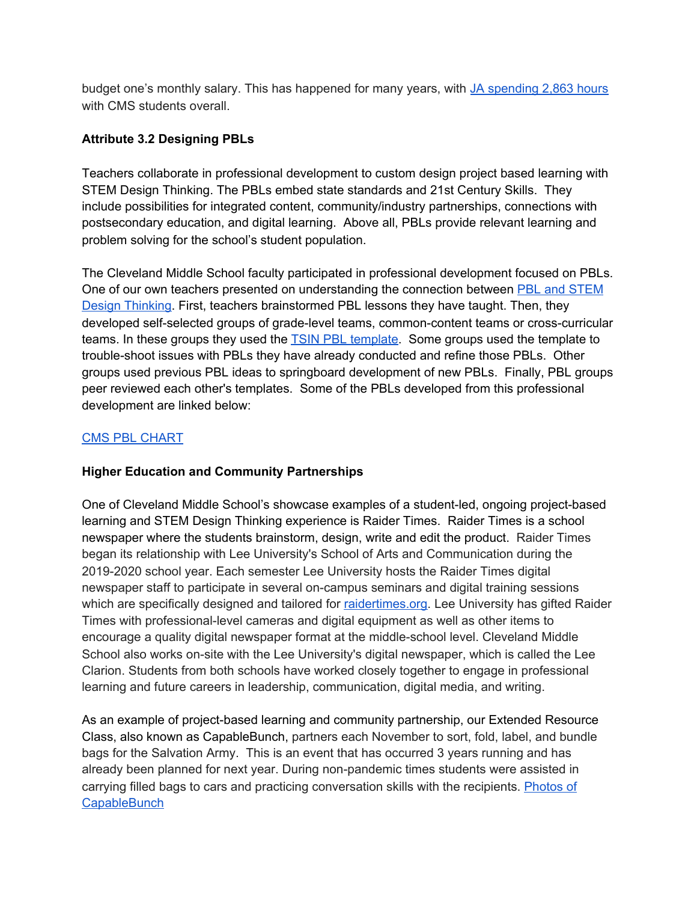budget one's monthly salary. This has happened for many years, with JA spending 2,863 hours with CMS students overall.

**Attribute 3.2 Designing PBLs**

Teachers collaborate in professional development to custom design project based learning with STEM Design Thinking. The PBLs embed state standards and 21st Century Skills. They include possibilities for integrated content, community/industry partnerships, connections with postsecondary education, and digital learning. Above all, PBLs provide relevant learning and problem solving for the school's student population.

The Cleveland Middle School faculty participated in professional development focused on PBLs. One of our own teachers presented on understanding the connection between PBL and STEM Design Thinking. First, teachers brainstormed PBL lessons they have taught. Then, they developed self-selected groups of grade-level teams, common-content teams or cross-curricular teams. In these groups they used the TSIN PBL template. Some groups used the template to trouble-shoot issues with PBLs they have already conducted and refine those PBLs. Other groups used previous PBL ideas to springboard development of new PBLs. Finally, PBL groups peer reviewed each other's templates. Some of the PBLs developed from this professional development are linked below:

CMS PBL CHART

**Higher Education and Community Partnerships**

One of Cleveland Middle School's showcase examples of a student-led, ongoing project-based learning and STEM Design Thinking experience is Raider Times. Raider Times is a school newspaper where the students brainstorm, design, write and edit the product. Raider Times began its relationship with Lee University's School of Arts and Communication during the 2019-2020 school year. Each semester Lee University hosts the Raider Times digital newspaper staff to participate in several on-campus seminars and digital training sessions which are specifically designed and tailored for raidertimes.org. Lee University has gifted Raider Times with professional-level cameras and digital equipment as well as other items to encourage a quality digital newspaper format at the middle-school level. Cleveland Middle School also works on-site with the Lee University's digital newspaper, which is called the Lee Clarion. Students from both schools have worked closely together to engage in professional learning and future careers in leadership, communication, digital media, and writing.

As an example of project-based learning and community partnership, our Extended Resource Class, also known as CapableBunch, partners each November to sort, fold, label, and bundle bags for the Salvation Army. This is an event that has occurred 3 years running and has already been planned for next year. During non-pandemic times students were assisted in carrying filled bags to cars and practicing conversation skills with the recipients. Photos of CapableBunch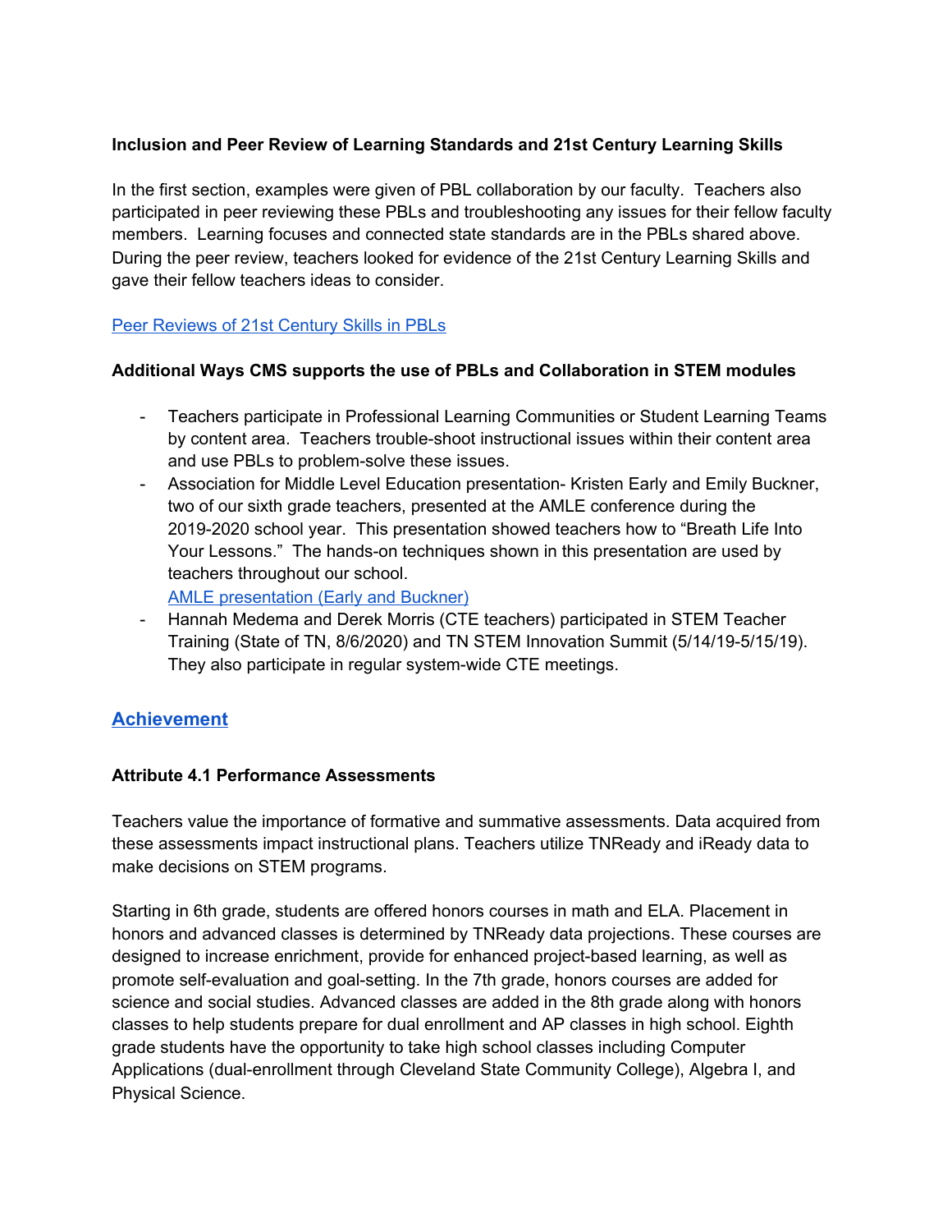**Inclusion and Peer Review of Learning Standards and 21st Century Learning Skills**

In the first section, examples were given of PBL collaboration by our faculty. Teachers also participated in peer reviewing these PBLs and troubleshooting any issues for their fellow faculty members. Learning focuses and connected state standards are in the PBLs shared above. During the peer review, teachers looked for evidence of the 21st Century Learning Skills and gave their fellow teachers ideas to consider.

Peer Reviews of 21st Century Skills in PBLs

**Additional Ways CMS supports the use of PBLs and Collaboration in STEM modules**

- Teachers participate in Professional Learning Communities or Student Learning Teams by content area. Teachers trouble-shoot instructional issues within their content area and use PBLs to problem-solve these issues.
- Association for Middle Level Education presentation- Kristen Early and Emily Buckner, two of our sixth grade teachers, presented at the AMLE conference during the 2019-2020 school year. This presentation showed teachers how to "Breath Life Into Your Lessons." The hands-on techniques shown in this presentation are used by teachers throughout our school.
  AMLE presentation (Early and Buckner)
- Hannah Medema and Derek Morris (CTE teachers) participated in STEM Teacher Training (State of TN, 8/6/2020) and TN STEM Innovation Summit (5/14/19-5/15/19). They also participate in regular system-wide CTE meetings.

## Achievement

**Attribute 4.1 Performance Assessments**

Teachers value the importance of formative and summative assessments. Data acquired from these assessments impact instructional plans. Teachers utilize TNReady and iReady data to make decisions on STEM programs.

Starting in 6th grade, students are offered honors courses in math and ELA. Placement in honors and advanced classes is determined by TNReady data projections. These courses are designed to increase enrichment, provide for enhanced project-based learning, as well as promote self-evaluation and goal-setting. In the 7th grade, honors courses are added for science and social studies. Advanced classes are added in the 8th grade along with honors classes to help students prepare for dual enrollment and AP classes in high school. Eighth grade students have the opportunity to take high school classes including Computer Applications (dual-enrollment through Cleveland State Community College), Algebra I, and Physical Science.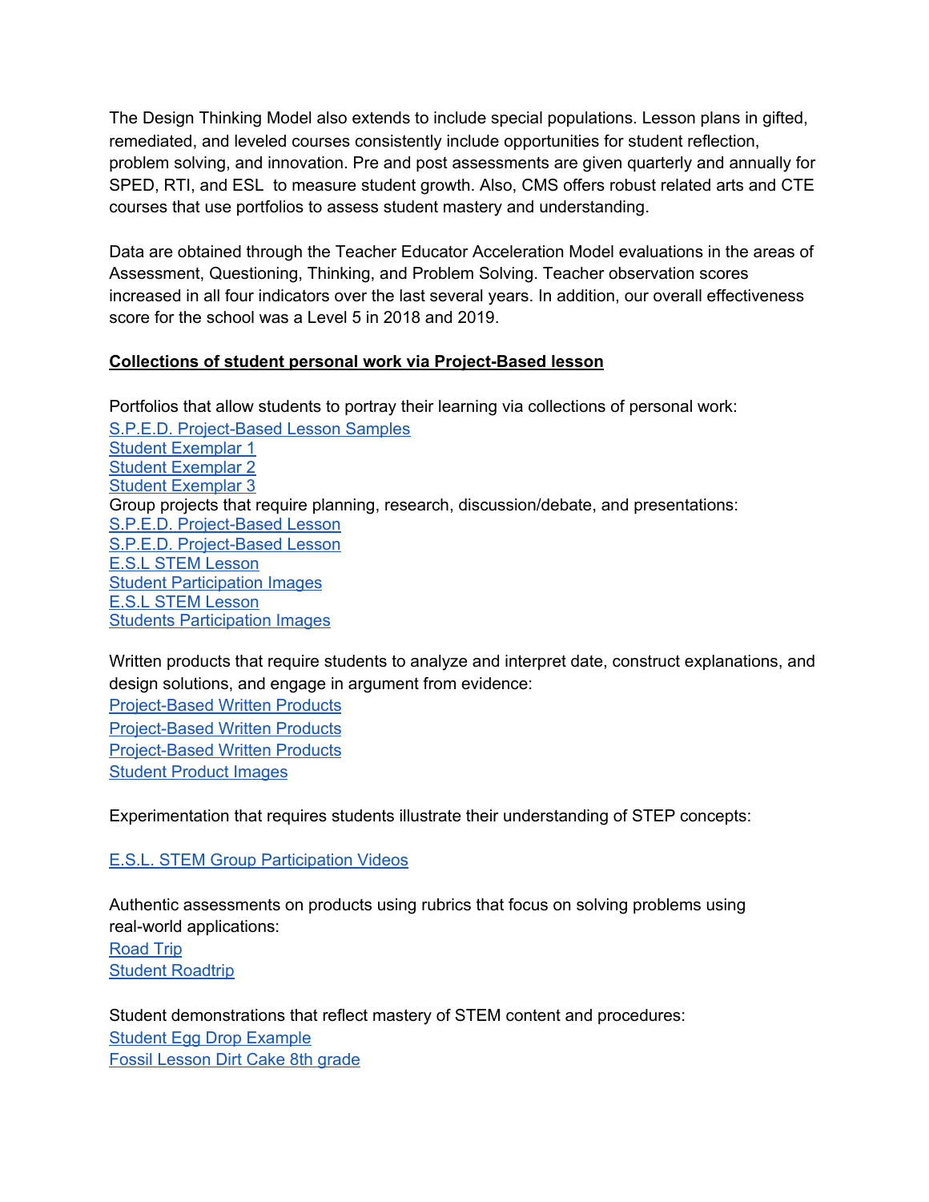The Design Thinking Model also extends to include special populations. Lesson plans in gifted, remediated, and leveled courses consistently include opportunities for student reflection, problem solving, and innovation. Pre and post assessments are given quarterly and annually for SPED, RTI, and ESL to measure student growth. Also, CMS offers robust related arts and CTE courses that use portfolios to assess student mastery and understanding.

Data are obtained through the Teacher Educator Acceleration Model evaluations in the areas of Assessment, Questioning, Thinking, and Problem Solving. Teacher observation scores increased in all four indicators over the last several years. In addition, our overall effectiveness score for the school was a Level 5 in 2018 and 2019.

**Collections of student personal work via Project-Based lesson**

Portfolios that allow students to portray their learning via collections of personal work:
S.P.E.D. Project-Based Lesson Samples
Student Exemplar 1
Student Exemplar 2
Student Exemplar 3
Group projects that require planning, research, discussion/debate, and presentations:
S.P.E.D. Project-Based Lesson
S.P.E.D. Project-Based Lesson
E.S.L STEM Lesson
Student Participation Images
E.S.L STEM Lesson
Students Participation Images

Written products that require students to analyze and interpret date, construct explanations, and design solutions, and engage in argument from evidence:
Project-Based Written Products
Project-Based Written Products
Project-Based Written Products
Student Product Images

Experimentation that requires students illustrate their understanding of STEP concepts:

E.S.L. STEM Group Participation Videos

Authentic assessments on products using rubrics that focus on solving problems using real-world applications:
Road Trip
Student Roadtrip

Student demonstrations that reflect mastery of STEM content and procedures:
Student Egg Drop Example
Fossil Lesson Dirt Cake 8th grade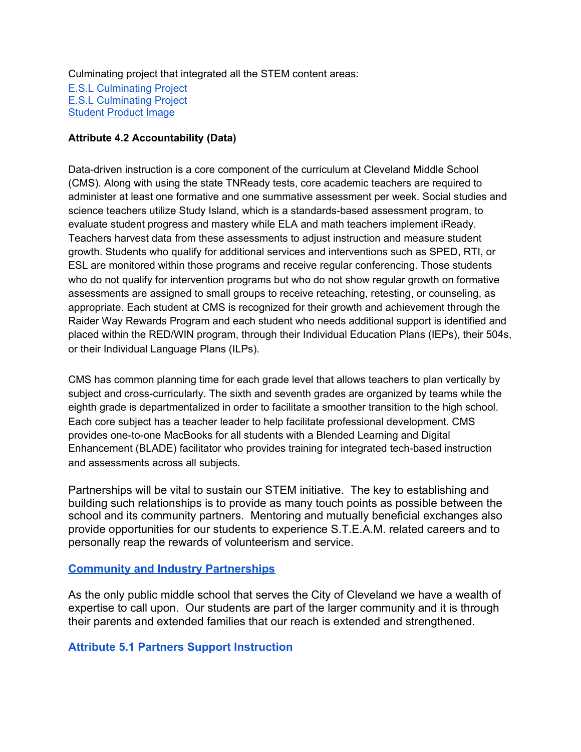Culminating project that integrated all the STEM content areas:
[E.S.L Culminating Project]
[E.S.L Culminating Project]
[Student Product Image]

**Attribute 4.2 Accountability (Data)**

Data-driven instruction is a core component of the curriculum at Cleveland Middle School (CMS). Along with using the state TNReady tests, core academic teachers are required to administer at least one formative and one summative assessment per week. Social studies and science teachers utilize Study Island, which is a standards-based assessment program, to evaluate student progress and mastery while ELA and math teachers implement iReady. Teachers harvest data from these assessments to adjust instruction and measure student growth. Students who qualify for additional services and interventions such as SPED, RTI, or ESL are monitored within those programs and receive regular conferencing. Those students who do not qualify for intervention programs but who do not show regular growth on formative assessments are assigned to small groups to receive reteaching, retesting, or counseling, as appropriate. Each student at CMS is recognized for their growth and achievement through the Raider Way Rewards Program and each student who needs additional support is identified and placed within the RED/WIN program, through their Individual Education Plans (IEPs), their 504s, or their Individual Language Plans (ILPs).

CMS has common planning time for each grade level that allows teachers to plan vertically by subject and cross-curricularly. The sixth and seventh grades are organized by teams while the eighth grade is departmentalized in order to facilitate a smoother transition to the high school. Each core subject has a teacher leader to help facilitate professional development. CMS provides one-to-one MacBooks for all students with a Blended Learning and Digital Enhancement (BLADE) facilitator who provides training for integrated tech-based instruction and assessments across all subjects.

Partnerships will be vital to sustain our STEM initiative. The key to establishing and building such relationships is to provide as many touch points as possible between the school and its community partners. Mentoring and mutually beneficial exchanges also provide opportunities for our students to experience S.T.E.A.M. related careers and to personally reap the rewards of volunteerism and service.

**[Community and Industry Partnerships]**

As the only public middle school that serves the City of Cleveland we have a wealth of expertise to call upon. Our students are part of the larger community and it is through their parents and extended families that our reach is extended and strengthened.

**[Attribute 5.1 Partners Support Instruction]**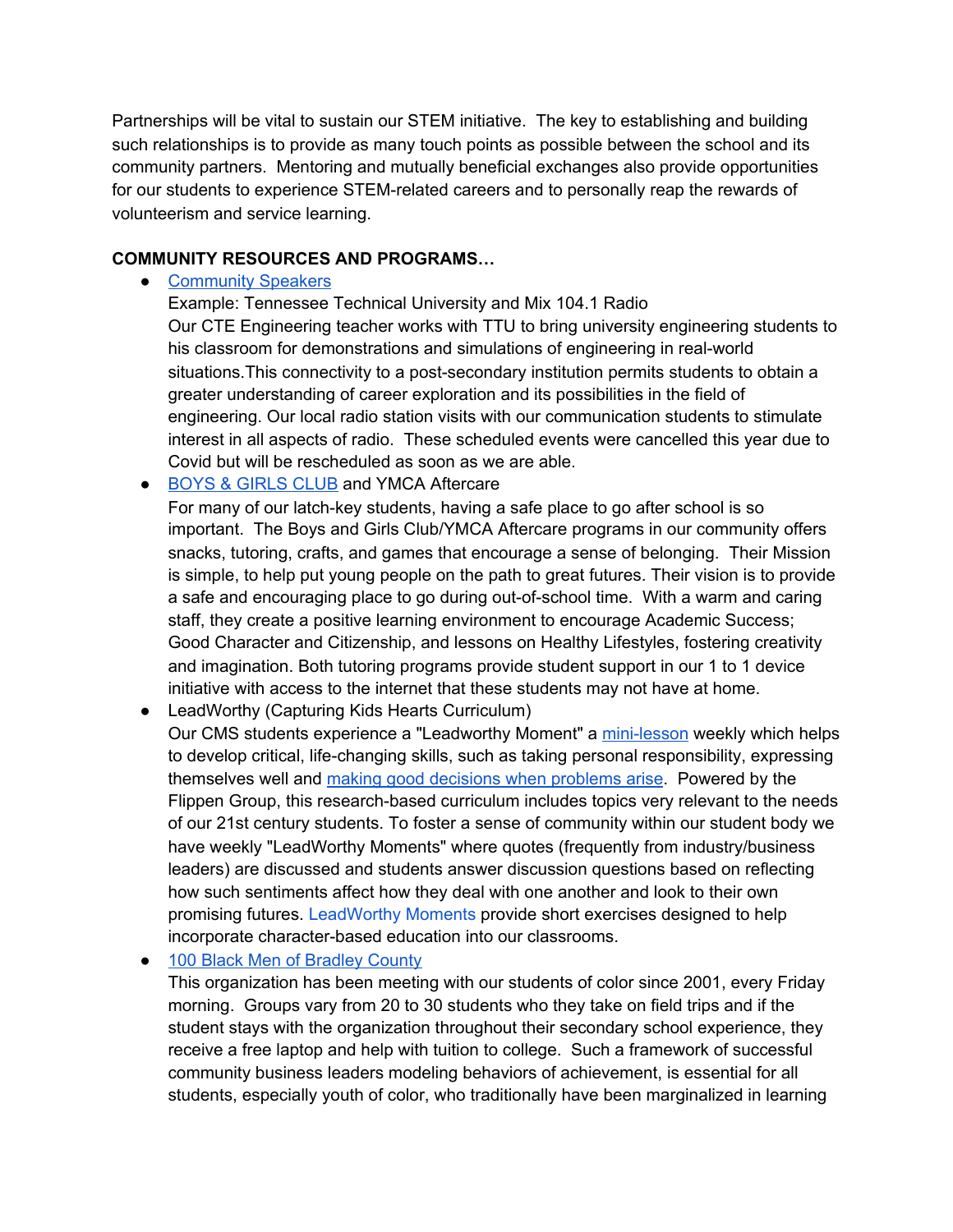Partnerships will be vital to sustain our STEM initiative.  The key to establishing and building such relationships is to provide as many touch points as possible between the school and its community partners.  Mentoring and mutually beneficial exchanges also provide opportunities for our students to experience STEM-related careers and to personally reap the rewards of volunteerism and service learning.

**COMMUNITY RESOURCES AND PROGRAMS…**

- Community Speakers
  Example: Tennessee Technical University and Mix 104.1 Radio
  Our CTE Engineering teacher works with TTU to bring university engineering students to his classroom for demonstrations and simulations of engineering in real-world situations.This connectivity to a post-secondary institution permits students to obtain a greater understanding of career exploration and its possibilities in the field of engineering. Our local radio station visits with our communication students to stimulate interest in all aspects of radio.  These scheduled events were cancelled this year due to Covid but will be rescheduled as soon as we are able.
- BOYS & GIRLS CLUB and YMCA Aftercare
  For many of our latch-key students, having a safe place to go after school is so important.  The Boys and Girls Club/YMCA Aftercare programs in our community offers snacks, tutoring, crafts, and games that encourage a sense of belonging.  Their Mission is simple, to help put young people on the path to great futures. Their vision is to provide a safe and encouraging place to go during out-of-school time.  With a warm and caring staff, they create a positive learning environment to encourage Academic Success; Good Character and Citizenship, and lessons on Healthy Lifestyles, fostering creativity and imagination. Both tutoring programs provide student support in our 1 to 1 device initiative with access to the internet that these students may not have at home.
- LeadWorthy (Capturing Kids Hearts Curriculum)
  Our CMS students experience a "Leadworthy Moment" a mini-lesson weekly which helps to develop critical, life-changing skills, such as taking personal responsibility, expressing themselves well and making good decisions when problems arise.  Powered by the Flippen Group, this research-based curriculum includes topics very relevant to the needs of our 21st century students. To foster a sense of community within our student body we have weekly "LeadWorthy Moments" where quotes (frequently from industry/business leaders) are discussed and students answer discussion questions based on reflecting how such sentiments affect how they deal with one another and look to their own promising futures. LeadWorthy Moments provide short exercises designed to help incorporate character-based education into our classrooms.
- 100 Black Men of Bradley County
  This organization has been meeting with our students of color since 2001, every Friday morning.  Groups vary from 20 to 30 students who they take on field trips and if the student stays with the organization throughout their secondary school experience, they receive a free laptop and help with tuition to college.  Such a framework of successful community business leaders modeling behaviors of achievement, is essential for all students, especially youth of color, who traditionally have been marginalized in learning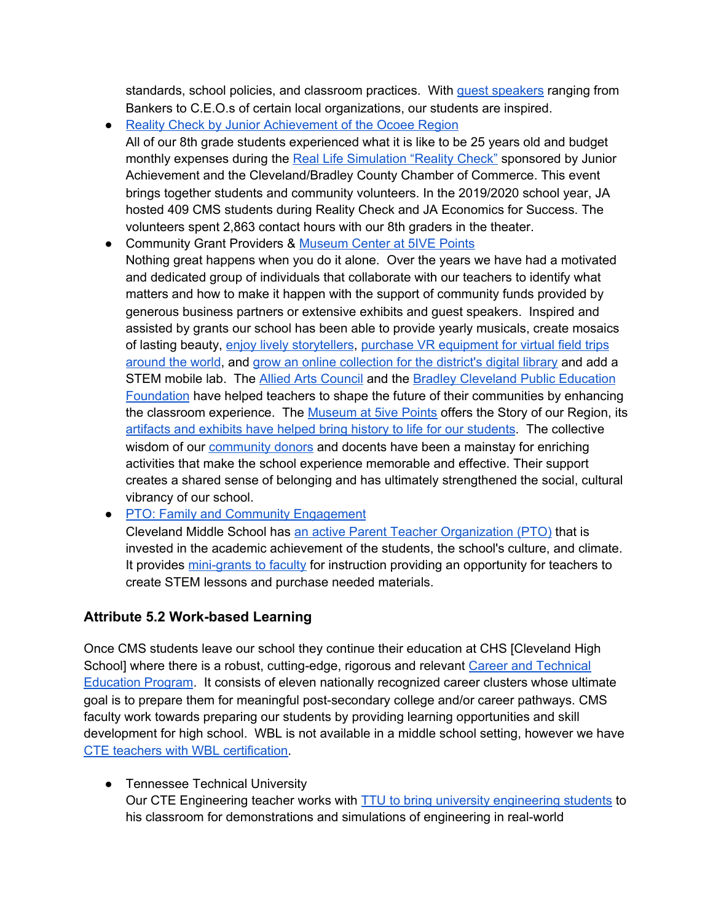standards, school policies, and classroom practices. With guest speakers ranging from Bankers to C.E.O.s of certain local organizations, our students are inspired.

- Reality Check by Junior Achievement of the Ocoee Region
  All of our 8th grade students experienced what it is like to be 25 years old and budget monthly expenses during the Real Life Simulation "Reality Check" sponsored by Junior Achievement and the Cleveland/Bradley County Chamber of Commerce. This event brings together students and community volunteers. In the 2019/2020 school year, JA hosted 409 CMS students during Reality Check and JA Economics for Success. The volunteers spent 2,863 contact hours with our 8th graders in the theater.
- Community Grant Providers & Museum Center at 5IVE Points
  Nothing great happens when you do it alone. Over the years we have had a motivated and dedicated group of individuals that collaborate with our teachers to identify what matters and how to make it happen with the support of community funds provided by generous business partners or extensive exhibits and guest speakers. Inspired and assisted by grants our school has been able to provide yearly musicals, create mosaics of lasting beauty, enjoy lively storytellers, purchase VR equipment for virtual field trips around the world, and grow an online collection for the district's digital library and add a STEM mobile lab. The Allied Arts Council and the Bradley Cleveland Public Education Foundation have helped teachers to shape the future of their communities by enhancing the classroom experience. The Museum at 5ive Points offers the Story of our Region, its artifacts and exhibits have helped bring history to life for our students. The collective wisdom of our community donors and docents have been a mainstay for enriching activities that make the school experience memorable and effective. Their support creates a shared sense of belonging and has ultimately strengthened the social, cultural vibrancy of our school.
- PTO: Family and Community Engagement
  Cleveland Middle School has an active Parent Teacher Organization (PTO) that is invested in the academic achievement of the students, the school's culture, and climate. It provides mini-grants to faculty for instruction providing an opportunity for teachers to create STEM lessons and purchase needed materials.

### Attribute 5.2 Work-based Learning

Once CMS students leave our school they continue their education at CHS [Cleveland High School] where there is a robust, cutting-edge, rigorous and relevant Career and Technical Education Program. It consists of eleven nationally recognized career clusters whose ultimate goal is to prepare them for meaningful post-secondary college and/or career pathways. CMS faculty work towards preparing our students by providing learning opportunities and skill development for high school. WBL is not available in a middle school setting, however we have CTE teachers with WBL certification.

- Tennessee Technical University
  Our CTE Engineering teacher works with TTU to bring university engineering students to his classroom for demonstrations and simulations of engineering in real-world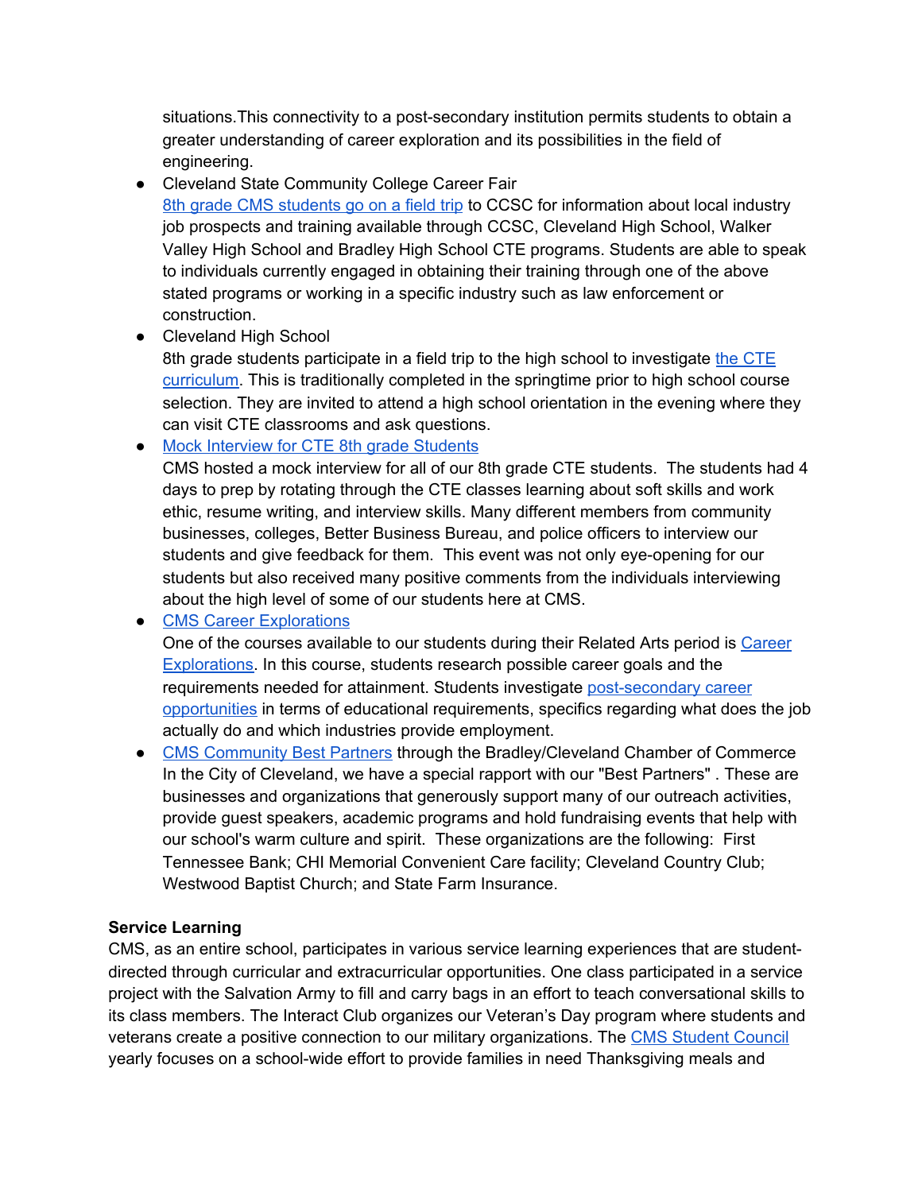situations.This connectivity to a post-secondary institution permits students to obtain a greater understanding of career exploration and its possibilities in the field of engineering.

- Cleveland State Community College Career Fair
  8th grade CMS students go on a field trip to CCSC for information about local industry job prospects and training available through CCSC, Cleveland High School, Walker Valley High School and Bradley High School CTE programs. Students are able to speak to individuals currently engaged in obtaining their training through one of the above stated programs or working in a specific industry such as law enforcement or construction.
- Cleveland High School
  8th grade students participate in a field trip to the high school to investigate the CTE curriculum. This is traditionally completed in the springtime prior to high school course selection. They are invited to attend a high school orientation in the evening where they can visit CTE classrooms and ask questions.
- Mock Interview for CTE 8th grade Students
  CMS hosted a mock interview for all of our 8th grade CTE students. The students had 4 days to prep by rotating through the CTE classes learning about soft skills and work ethic, resume writing, and interview skills. Many different members from community businesses, colleges, Better Business Bureau, and police officers to interview our students and give feedback for them. This event was not only eye-opening for our students but also received many positive comments from the individuals interviewing about the high level of some of our students here at CMS.
- CMS Career Explorations
  One of the courses available to our students during their Related Arts period is Career Explorations. In this course, students research possible career goals and the requirements needed for attainment. Students investigate post-secondary career opportunities in terms of educational requirements, specifics regarding what does the job actually do and which industries provide employment.
- CMS Community Best Partners through the Bradley/Cleveland Chamber of Commerce
  In the City of Cleveland, we have a special rapport with our "Best Partners" . These are businesses and organizations that generously support many of our outreach activities, provide guest speakers, academic programs and hold fundraising events that help with our school's warm culture and spirit. These organizations are the following: First Tennessee Bank; CHI Memorial Convenient Care facility; Cleveland Country Club; Westwood Baptist Church; and State Farm Insurance.

**Service Learning**

CMS, as an entire school, participates in various service learning experiences that are student-directed through curricular and extracurricular opportunities. One class participated in a service project with the Salvation Army to fill and carry bags in an effort to teach conversational skills to its class members. The Interact Club organizes our Veteran's Day program where students and veterans create a positive connection to our military organizations. The CMS Student Council yearly focuses on a school-wide effort to provide families in need Thanksgiving meals and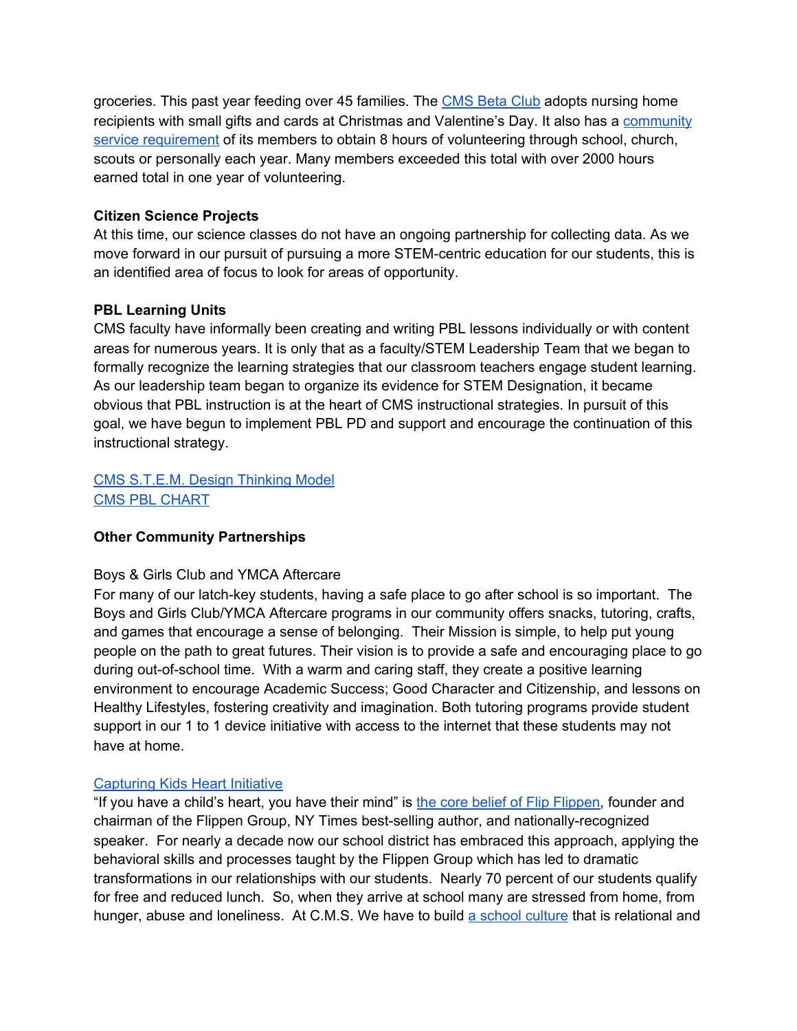groceries. This past year feeding over 45 families. The CMS Beta Club adopts nursing home recipients with small gifts and cards at Christmas and Valentine's Day. It also has a community service requirement of its members to obtain 8 hours of volunteering through school, church, scouts or personally each year. Many members exceeded this total with over 2000 hours earned total in one year of volunteering.

**Citizen Science Projects**
At this time, our science classes do not have an ongoing partnership for collecting data. As we move forward in our pursuit of pursuing a more STEM-centric education for our students, this is an identified area of focus to look for areas of opportunity.

**PBL Learning Units**
CMS faculty have informally been creating and writing PBL lessons individually or with content areas for numerous years. It is only that as a faculty/STEM Leadership Team that we began to formally recognize the learning strategies that our classroom teachers engage student learning. As our leadership team began to organize its evidence for STEM Designation, it became obvious that PBL instruction is at the heart of CMS instructional strategies. In pursuit of this goal, we have begun to implement PBL PD and support and encourage the continuation of this instructional strategy.

CMS S.T.E.M. Design Thinking Model
CMS PBL CHART

**Other Community Partnerships**

Boys & Girls Club and YMCA Aftercare
For many of our latch-key students, having a safe place to go after school is so important. The Boys and Girls Club/YMCA Aftercare programs in our community offers snacks, tutoring, crafts, and games that encourage a sense of belonging. Their Mission is simple, to help put young people on the path to great futures. Their vision is to provide a safe and encouraging place to go during out-of-school time. With a warm and caring staff, they create a positive learning environment to encourage Academic Success; Good Character and Citizenship, and lessons on Healthy Lifestyles, fostering creativity and imagination. Both tutoring programs provide student support in our 1 to 1 device initiative with access to the internet that these students may not have at home.

Capturing Kids Heart Initiative
"If you have a child's heart, you have their mind" is the core belief of Flip Flippen, founder and chairman of the Flippen Group, NY Times best-selling author, and nationally-recognized speaker. For nearly a decade now our school district has embraced this approach, applying the behavioral skills and processes taught by the Flippen Group which has led to dramatic transformations in our relationships with our students. Nearly 70 percent of our students qualify for free and reduced lunch. So, when they arrive at school many are stressed from home, from hunger, abuse and loneliness. At C.M.S. We have to build a school culture that is relational and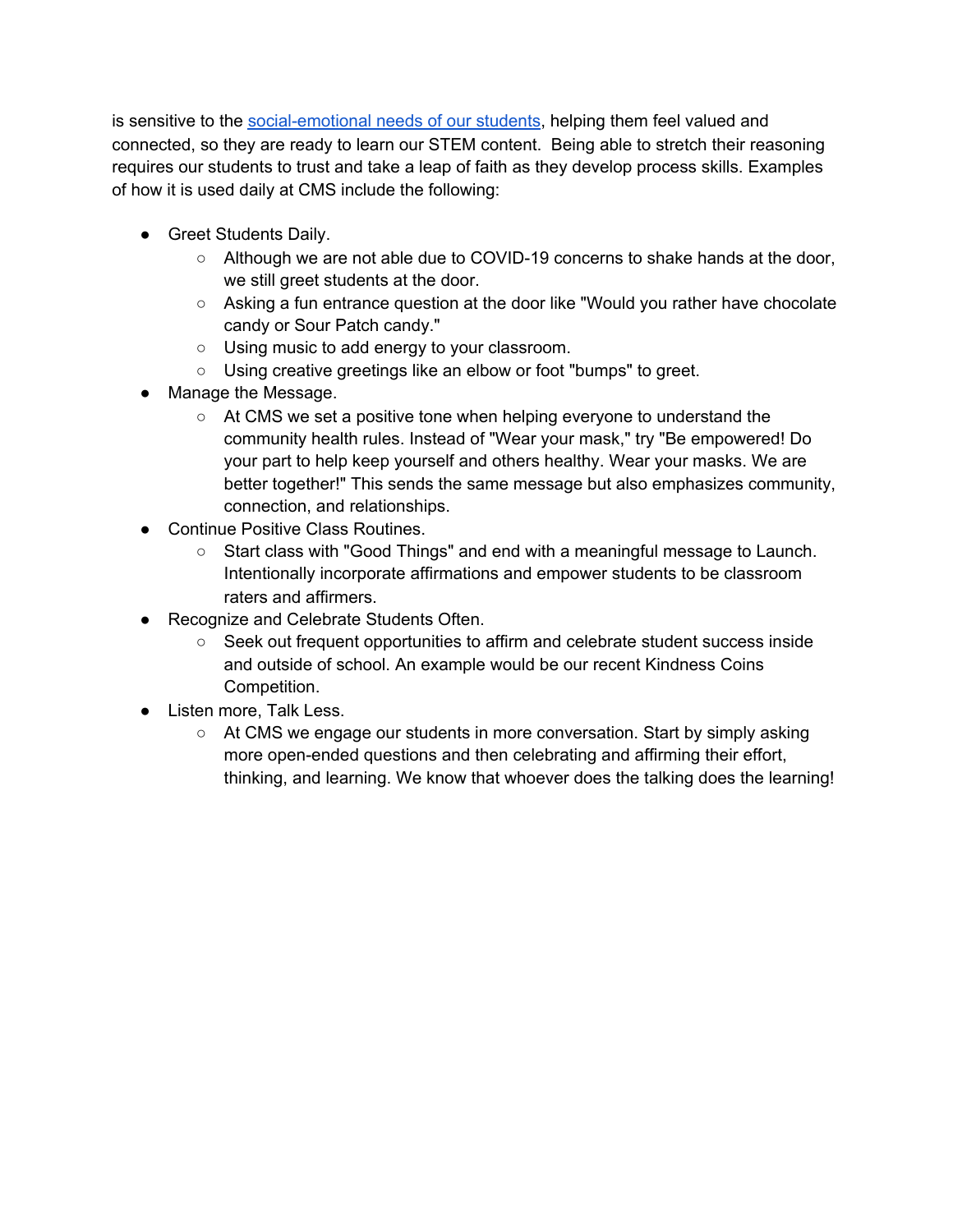is sensitive to the social-emotional needs of our students, helping them feel valued and connected, so they are ready to learn our STEM content. Being able to stretch their reasoning requires our students to trust and take a leap of faith as they develop process skills. Examples of how it is used daily at CMS include the following:

- Greet Students Daily.
  - Although we are not able due to COVID-19 concerns to shake hands at the door, we still greet students at the door.
  - Asking a fun entrance question at the door like "Would you rather have chocolate candy or Sour Patch candy."
  - Using music to add energy to your classroom.
  - Using creative greetings like an elbow or foot "bumps" to greet.
- Manage the Message.
  - At CMS we set a positive tone when helping everyone to understand the community health rules. Instead of "Wear your mask," try "Be empowered! Do your part to help keep yourself and others healthy. Wear your masks. We are better together!" This sends the same message but also emphasizes community, connection, and relationships.
- Continue Positive Class Routines.
  - Start class with "Good Things" and end with a meaningful message to Launch. Intentionally incorporate affirmations and empower students to be classroom raters and affirmers.
- Recognize and Celebrate Students Often.
  - Seek out frequent opportunities to affirm and celebrate student success inside and outside of school. An example would be our recent Kindness Coins Competition.
- Listen more, Talk Less.
  - At CMS we engage our students in more conversation. Start by simply asking more open-ended questions and then celebrating and affirming their effort, thinking, and learning. We know that whoever does the talking does the learning!